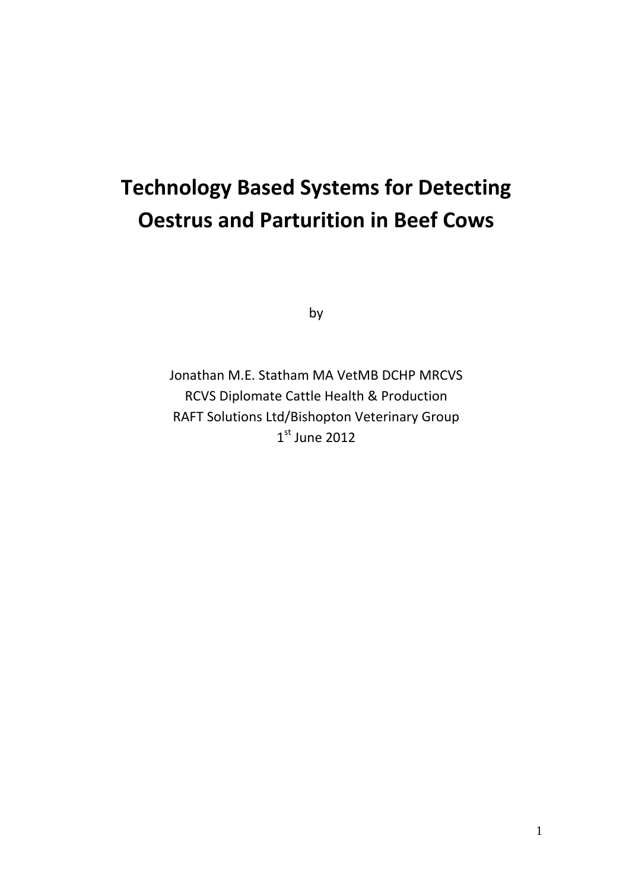# Technology Based Systems for Detecting Oestrus and Parturition in Beef Cows

by

Jonathan M.E. Statham MA VetMB DCHP MRCVS
RCVS Diplomate Cattle Health & Production
RAFT Solutions Ltd/Bishopton Veterinary Group
1st June 2012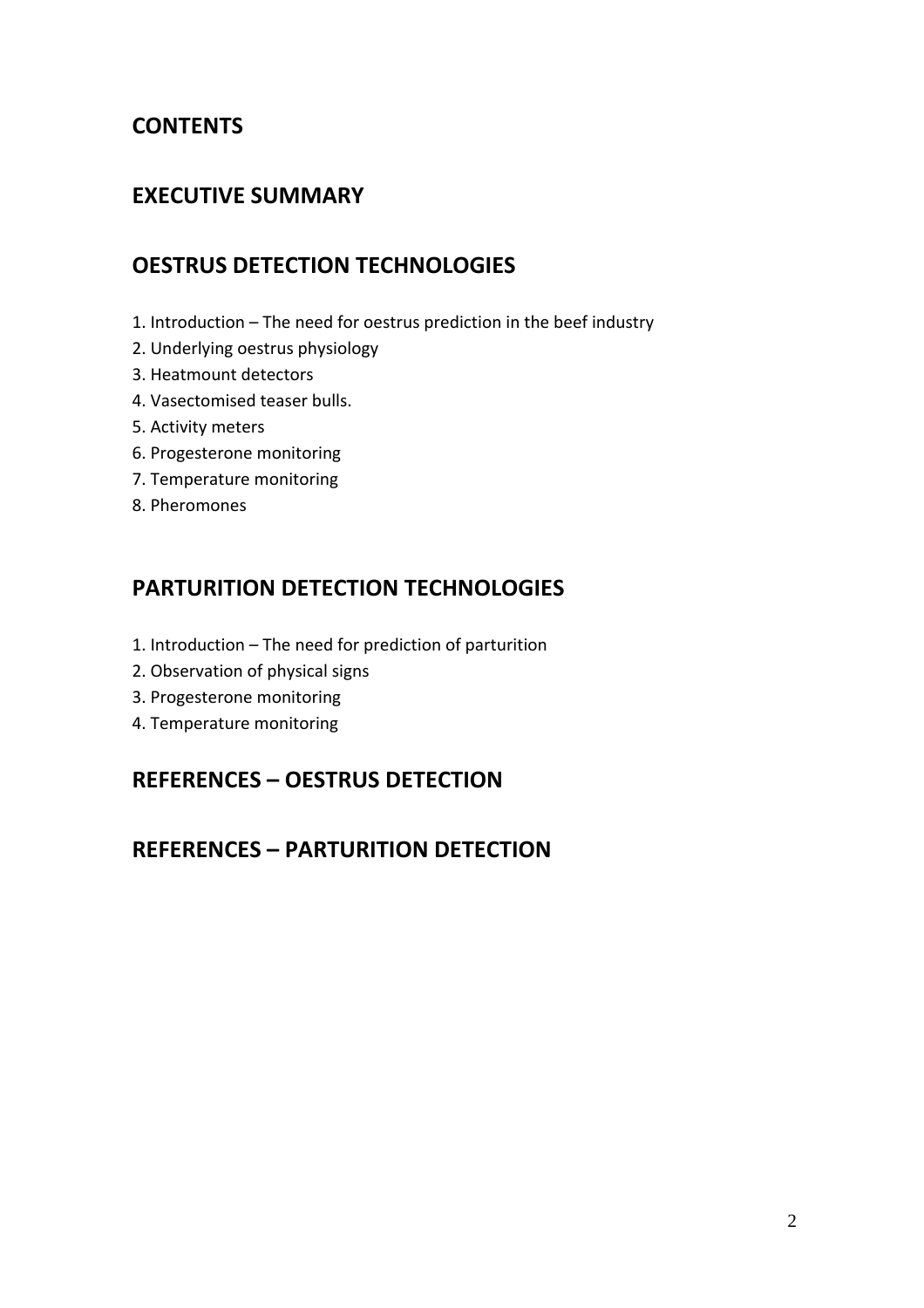## CONTENTS

## EXECUTIVE SUMMARY

## OESTRUS DETECTION TECHNOLOGIES

1. Introduction – The need for oestrus prediction in the beef industry
2. Underlying oestrus physiology
3. Heatmount detectors
4. Vasectomised teaser bulls.
5. Activity meters
6. Progesterone monitoring
7. Temperature monitoring
8. Pheromones

## PARTURITION DETECTION TECHNOLOGIES

1. Introduction – The need for prediction of parturition
2. Observation of physical signs
3. Progesterone monitoring
4. Temperature monitoring

## REFERENCES – OESTRUS DETECTION

## REFERENCES – PARTURITION DETECTION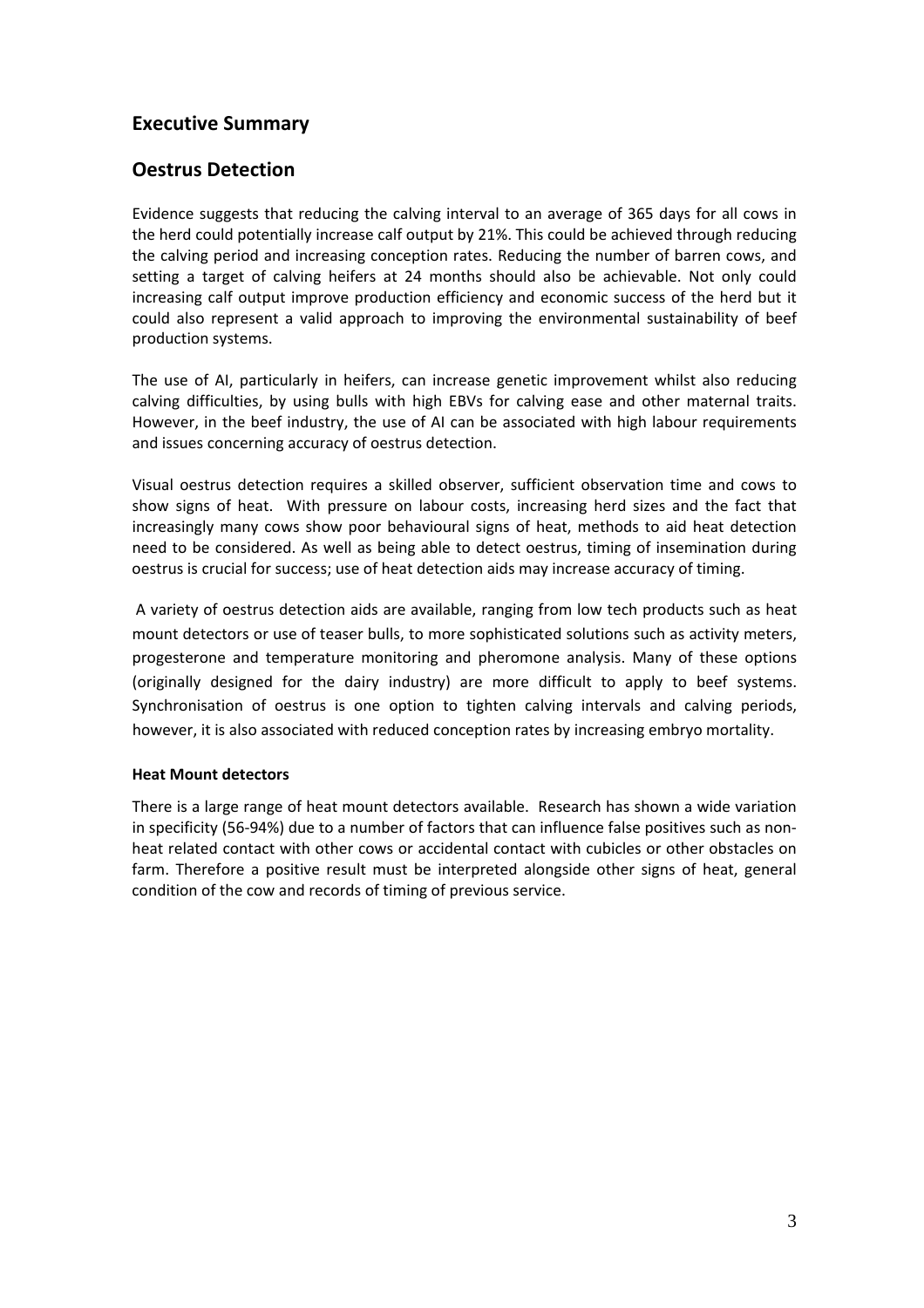## Executive Summary

## Oestrus Detection

Evidence suggests that reducing the calving interval to an average of 365 days for all cows in the herd could potentially increase calf output by 21%. This could be achieved through reducing the calving period and increasing conception rates. Reducing the number of barren cows, and setting a target of calving heifers at 24 months should also be achievable. Not only could increasing calf output improve production efficiency and economic success of the herd but it could also represent a valid approach to improving the environmental sustainability of beef production systems.

The use of AI, particularly in heifers, can increase genetic improvement whilst also reducing calving difficulties, by using bulls with high EBVs for calving ease and other maternal traits. However, in the beef industry, the use of AI can be associated with high labour requirements and issues concerning accuracy of oestrus detection.

Visual oestrus detection requires a skilled observer, sufficient observation time and cows to show signs of heat. With pressure on labour costs, increasing herd sizes and the fact that increasingly many cows show poor behavioural signs of heat, methods to aid heat detection need to be considered. As well as being able to detect oestrus, timing of insemination during oestrus is crucial for success; use of heat detection aids may increase accuracy of timing.

A variety of oestrus detection aids are available, ranging from low tech products such as heat mount detectors or use of teaser bulls, to more sophisticated solutions such as activity meters, progesterone and temperature monitoring and pheromone analysis. Many of these options (originally designed for the dairy industry) are more difficult to apply to beef systems. Synchronisation of oestrus is one option to tighten calving intervals and calving periods, however, it is also associated with reduced conception rates by increasing embryo mortality.

#### Heat Mount detectors

There is a large range of heat mount detectors available. Research has shown a wide variation in specificity (56-94%) due to a number of factors that can influence false positives such as non-heat related contact with other cows or accidental contact with cubicles or other obstacles on farm. Therefore a positive result must be interpreted alongside other signs of heat, general condition of the cow and records of timing of previous service.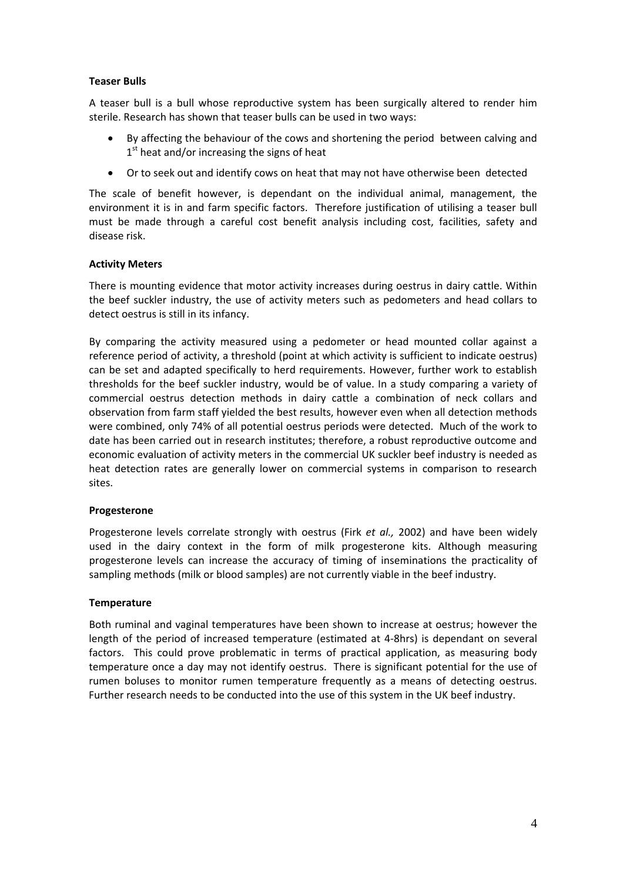**Teaser Bulls**

A teaser bull is a bull whose reproductive system has been surgically altered to render him sterile. Research has shown that teaser bulls can be used in two ways:

- By affecting the behaviour of the cows and shortening the period between calving and 1st heat and/or increasing the signs of heat
- Or to seek out and identify cows on heat that may not have otherwise been detected

The scale of benefit however, is dependant on the individual animal, management, the environment it is in and farm specific factors. Therefore justification of utilising a teaser bull must be made through a careful cost benefit analysis including cost, facilities, safety and disease risk.

**Activity Meters**

There is mounting evidence that motor activity increases during oestrus in dairy cattle. Within the beef suckler industry, the use of activity meters such as pedometers and head collars to detect oestrus is still in its infancy.

By comparing the activity measured using a pedometer or head mounted collar against a reference period of activity, a threshold (point at which activity is sufficient to indicate oestrus) can be set and adapted specifically to herd requirements. However, further work to establish thresholds for the beef suckler industry, would be of value. In a study comparing a variety of commercial oestrus detection methods in dairy cattle a combination of neck collars and observation from farm staff yielded the best results, however even when all detection methods were combined, only 74% of all potential oestrus periods were detected. Much of the work to date has been carried out in research institutes; therefore, a robust reproductive outcome and economic evaluation of activity meters in the commercial UK suckler beef industry is needed as heat detection rates are generally lower on commercial systems in comparison to research sites.

**Progesterone**

Progesterone levels correlate strongly with oestrus (Firk *et al.,* 2002) and have been widely used in the dairy context in the form of milk progesterone kits. Although measuring progesterone levels can increase the accuracy of timing of inseminations the practicality of sampling methods (milk or blood samples) are not currently viable in the beef industry.

**Temperature**

Both ruminal and vaginal temperatures have been shown to increase at oestrus; however the length of the period of increased temperature (estimated at 4-8hrs) is dependant on several factors. This could prove problematic in terms of practical application, as measuring body temperature once a day may not identify oestrus. There is significant potential for the use of rumen boluses to monitor rumen temperature frequently as a means of detecting oestrus. Further research needs to be conducted into the use of this system in the UK beef industry.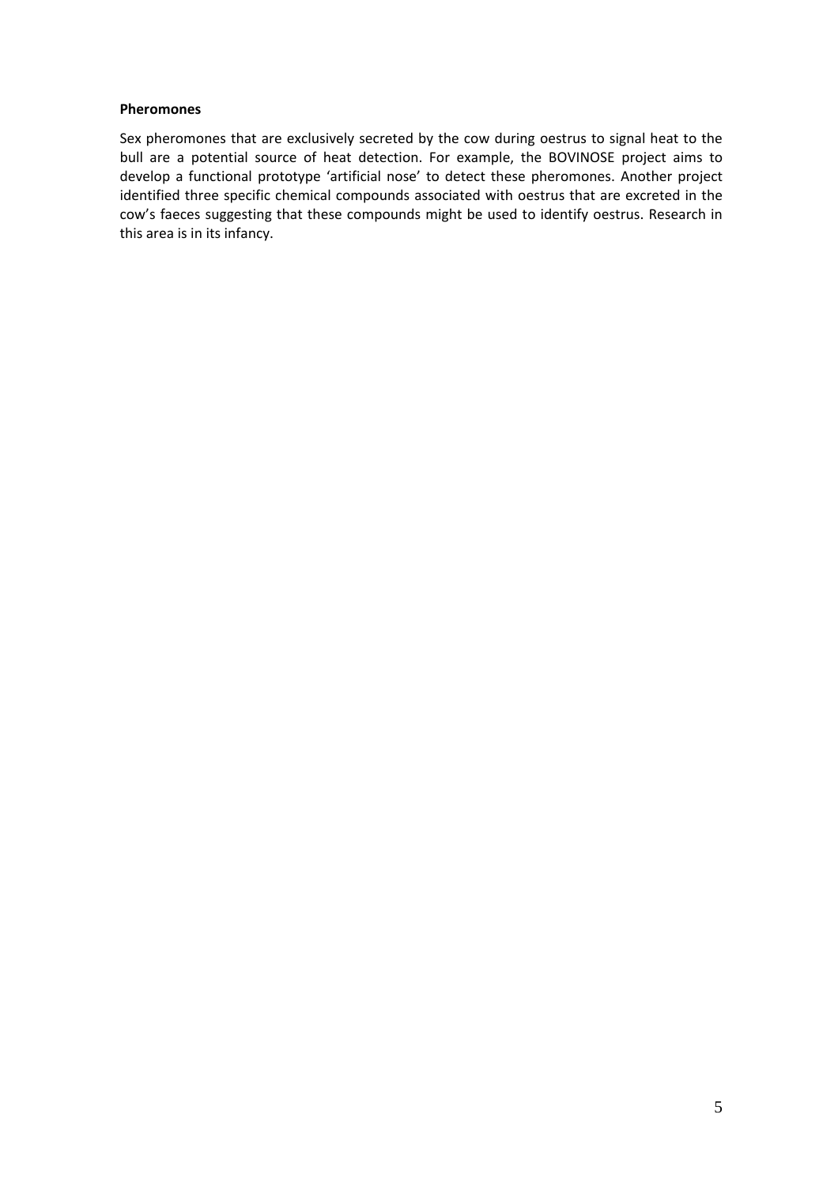**Pheromones**

Sex pheromones that are exclusively secreted by the cow during oestrus to signal heat to the bull are a potential source of heat detection. For example, the BOVINOSE project aims to develop a functional prototype 'artificial nose' to detect these pheromones. Another project identified three specific chemical compounds associated with oestrus that are excreted in the cow's faeces suggesting that these compounds might be used to identify oestrus. Research in this area is in its infancy.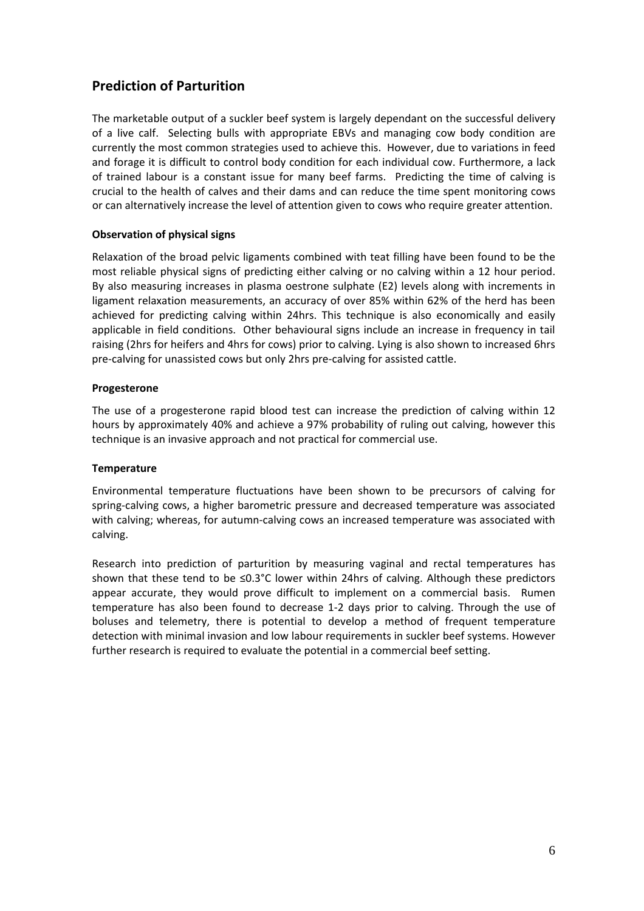## Prediction of Parturition

The marketable output of a suckler beef system is largely dependant on the successful delivery of a live calf. Selecting bulls with appropriate EBVs and managing cow body condition are currently the most common strategies used to achieve this. However, due to variations in feed and forage it is difficult to control body condition for each individual cow. Furthermore, a lack of trained labour is a constant issue for many beef farms. Predicting the time of calving is crucial to the health of calves and their dams and can reduce the time spent monitoring cows or can alternatively increase the level of attention given to cows who require greater attention.

### Observation of physical signs

Relaxation of the broad pelvic ligaments combined with teat filling have been found to be the most reliable physical signs of predicting either calving or no calving within a 12 hour period. By also measuring increases in plasma oestrone sulphate (E2) levels along with increments in ligament relaxation measurements, an accuracy of over 85% within 62% of the herd has been achieved for predicting calving within 24hrs. This technique is also economically and easily applicable in field conditions. Other behavioural signs include an increase in frequency in tail raising (2hrs for heifers and 4hrs for cows) prior to calving. Lying is also shown to increased 6hrs pre-calving for unassisted cows but only 2hrs pre-calving for assisted cattle.

### Progesterone

The use of a progesterone rapid blood test can increase the prediction of calving within 12 hours by approximately 40% and achieve a 97% probability of ruling out calving, however this technique is an invasive approach and not practical for commercial use.

### Temperature

Environmental temperature fluctuations have been shown to be precursors of calving for spring-calving cows, a higher barometric pressure and decreased temperature was associated with calving; whereas, for autumn-calving cows an increased temperature was associated with calving.

Research into prediction of parturition by measuring vaginal and rectal temperatures has shown that these tend to be ≤0.3°C lower within 24hrs of calving. Although these predictors appear accurate, they would prove difficult to implement on a commercial basis. Rumen temperature has also been found to decrease 1-2 days prior to calving. Through the use of boluses and telemetry, there is potential to develop a method of frequent temperature detection with minimal invasion and low labour requirements in suckler beef systems. However further research is required to evaluate the potential in a commercial beef setting.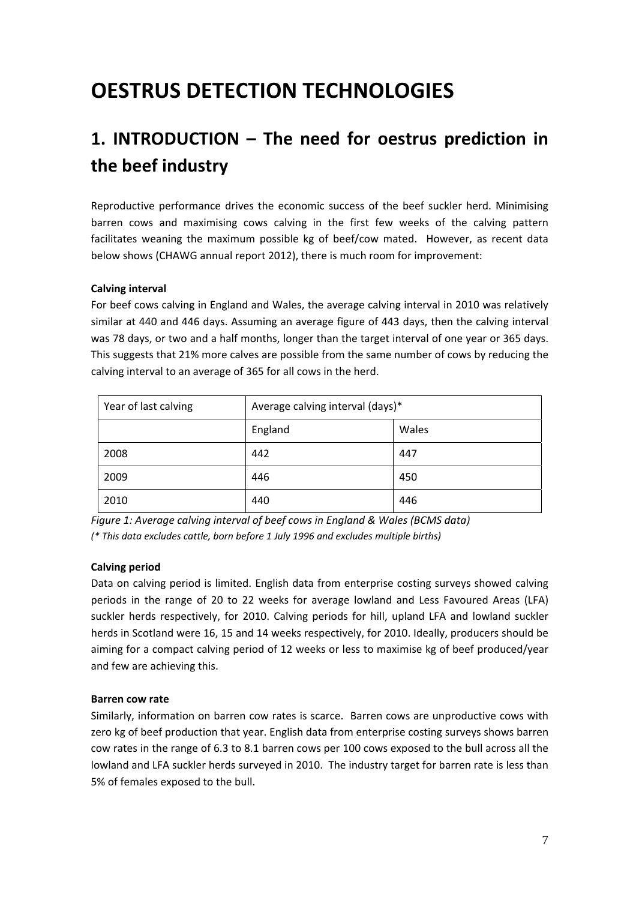# OESTRUS DETECTION TECHNOLOGIES

## 1. INTRODUCTION – The need for oestrus prediction in the beef industry

Reproductive performance drives the economic success of the beef suckler herd. Minimising barren cows and maximising cows calving in the first few weeks of the calving pattern facilitates weaning the maximum possible kg of beef/cow mated. However, as recent data below shows (CHAWG annual report 2012), there is much room for improvement:

**Calving interval**

For beef cows calving in England and Wales, the average calving interval in 2010 was relatively similar at 440 and 446 days. Assuming an average figure of 443 days, then the calving interval was 78 days, or two and a half months, longer than the target interval of one year or 365 days. This suggests that 21% more calves are possible from the same number of cows by reducing the calving interval to an average of 365 for all cows in the herd.

| Year of last calving | Average calving interval (days)* | |
|---|---|---|
| | England | Wales |
| 2008 | 442 | 447 |
| 2009 | 446 | 450 |
| 2010 | 440 | 446 |

*Figure 1: Average calving interval of beef cows in England & Wales (BCMS data)*

*(* This data excludes cattle, born before 1 July 1996 and excludes multiple births)*

**Calving period**

Data on calving period is limited. English data from enterprise costing surveys showed calving periods in the range of 20 to 22 weeks for average lowland and Less Favoured Areas (LFA) suckler herds respectively, for 2010. Calving periods for hill, upland LFA and lowland suckler herds in Scotland were 16, 15 and 14 weeks respectively, for 2010. Ideally, producers should be aiming for a compact calving period of 12 weeks or less to maximise kg of beef produced/year and few are achieving this.

**Barren cow rate**

Similarly, information on barren cow rates is scarce. Barren cows are unproductive cows with zero kg of beef production that year. English data from enterprise costing surveys shows barren cow rates in the range of 6.3 to 8.1 barren cows per 100 cows exposed to the bull across all the lowland and LFA suckler herds surveyed in 2010. The industry target for barren rate is less than 5% of females exposed to the bull.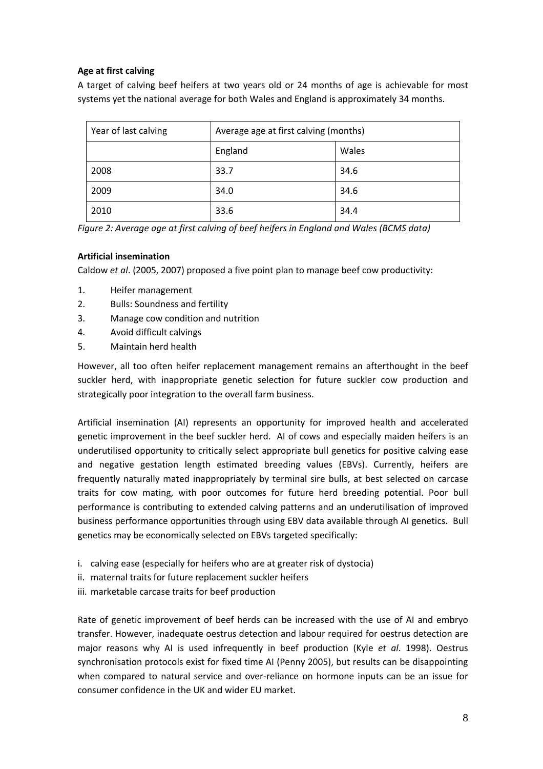**Age at first calving**

A target of calving beef heifers at two years old or 24 months of age is achievable for most systems yet the national average for both Wales and England is approximately 34 months.

| Year of last calving | Average age at first calving (months) | |
|---|---|---|
| | England | Wales |
| 2008 | 33.7 | 34.6 |
| 2009 | 34.0 | 34.6 |
| 2010 | 33.6 | 34.4 |

*Figure 2: Average age at first calving of beef heifers in England and Wales (BCMS data)*

**Artificial insemination**

Caldow *et al*. (2005, 2007) proposed a five point plan to manage beef cow productivity:

1. Heifer management
2. Bulls: Soundness and fertility
3. Manage cow condition and nutrition
4. Avoid difficult calvings
5. Maintain herd health

However, all too often heifer replacement management remains an afterthought in the beef suckler herd, with inappropriate genetic selection for future suckler cow production and strategically poor integration to the overall farm business.

Artificial insemination (AI) represents an opportunity for improved health and accelerated genetic improvement in the beef suckler herd. AI of cows and especially maiden heifers is an underutilised opportunity to critically select appropriate bull genetics for positive calving ease and negative gestation length estimated breeding values (EBVs). Currently, heifers are frequently naturally mated inappropriately by terminal sire bulls, at best selected on carcase traits for cow mating, with poor outcomes for future herd breeding potential. Poor bull performance is contributing to extended calving patterns and an underutilisation of improved business performance opportunities through using EBV data available through AI genetics. Bull genetics may be economically selected on EBVs targeted specifically:

i. calving ease (especially for heifers who are at greater risk of dystocia)
ii. maternal traits for future replacement suckler heifers
iii. marketable carcase traits for beef production

Rate of genetic improvement of beef herds can be increased with the use of AI and embryo transfer. However, inadequate oestrus detection and labour required for oestrus detection are major reasons why AI is used infrequently in beef production (Kyle *et al*. 1998). Oestrus synchronisation protocols exist for fixed time AI (Penny 2005), but results can be disappointing when compared to natural service and over-reliance on hormone inputs can be an issue for consumer confidence in the UK and wider EU market.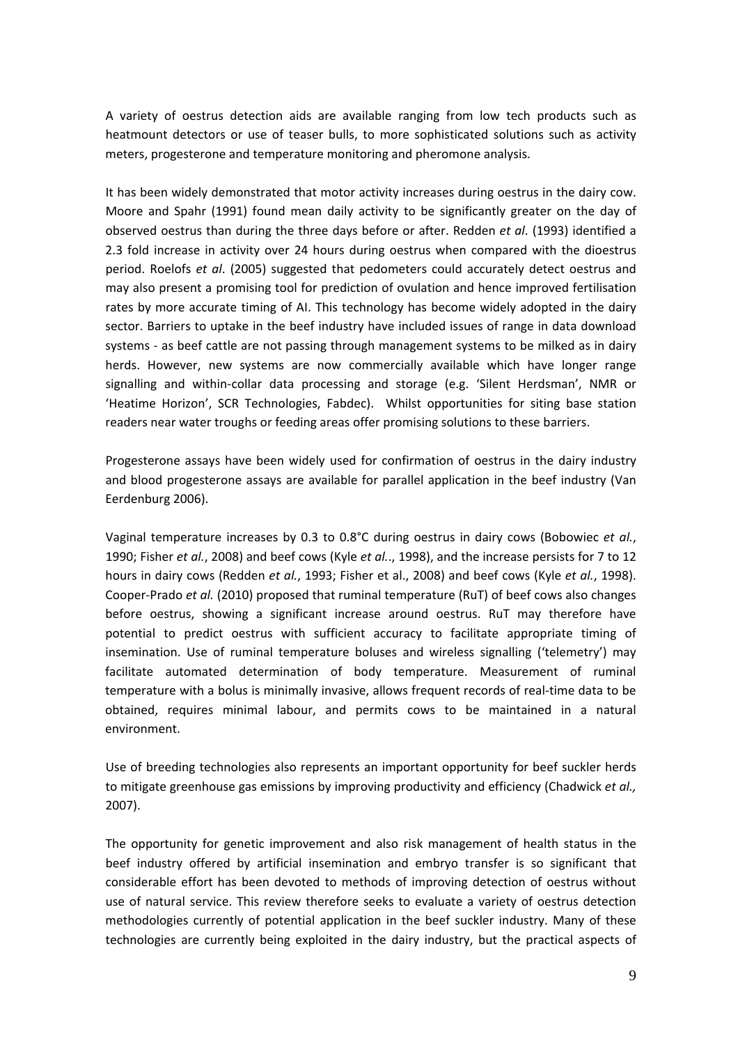A variety of oestrus detection aids are available ranging from low tech products such as heatmount detectors or use of teaser bulls, to more sophisticated solutions such as activity meters, progesterone and temperature monitoring and pheromone analysis.

It has been widely demonstrated that motor activity increases during oestrus in the dairy cow. Moore and Spahr (1991) found mean daily activity to be significantly greater on the day of observed oestrus than during the three days before or after. Redden *et al*. (1993) identified a 2.3 fold increase in activity over 24 hours during oestrus when compared with the dioestrus period. Roelofs *et al*. (2005) suggested that pedometers could accurately detect oestrus and may also present a promising tool for prediction of ovulation and hence improved fertilisation rates by more accurate timing of AI. This technology has become widely adopted in the dairy sector. Barriers to uptake in the beef industry have included issues of range in data download systems - as beef cattle are not passing through management systems to be milked as in dairy herds. However, new systems are now commercially available which have longer range signalling and within-collar data processing and storage (e.g. 'Silent Herdsman', NMR or 'Heatime Horizon', SCR Technologies, Fabdec). Whilst opportunities for siting base station readers near water troughs or feeding areas offer promising solutions to these barriers.

Progesterone assays have been widely used for confirmation of oestrus in the dairy industry and blood progesterone assays are available for parallel application in the beef industry (Van Eerdenburg 2006).

Vaginal temperature increases by 0.3 to 0.8°C during oestrus in dairy cows (Bobowiec *et al.*, 1990; Fisher *et al.*, 2008) and beef cows (Kyle *et al.*., 1998), and the increase persists for 7 to 12 hours in dairy cows (Redden *et al.*, 1993; Fisher et al., 2008) and beef cows (Kyle *et al.*, 1998). Cooper-Prado *et al.* (2010) proposed that ruminal temperature (RuT) of beef cows also changes before oestrus, showing a significant increase around oestrus. RuT may therefore have potential to predict oestrus with sufficient accuracy to facilitate appropriate timing of insemination. Use of ruminal temperature boluses and wireless signalling ('telemetry') may facilitate automated determination of body temperature. Measurement of ruminal temperature with a bolus is minimally invasive, allows frequent records of real-time data to be obtained, requires minimal labour, and permits cows to be maintained in a natural environment.

Use of breeding technologies also represents an important opportunity for beef suckler herds to mitigate greenhouse gas emissions by improving productivity and efficiency (Chadwick *et al.,* 2007).

The opportunity for genetic improvement and also risk management of health status in the beef industry offered by artificial insemination and embryo transfer is so significant that considerable effort has been devoted to methods of improving detection of oestrus without use of natural service. This review therefore seeks to evaluate a variety of oestrus detection methodologies currently of potential application in the beef suckler industry. Many of these technologies are currently being exploited in the dairy industry, but the practical aspects of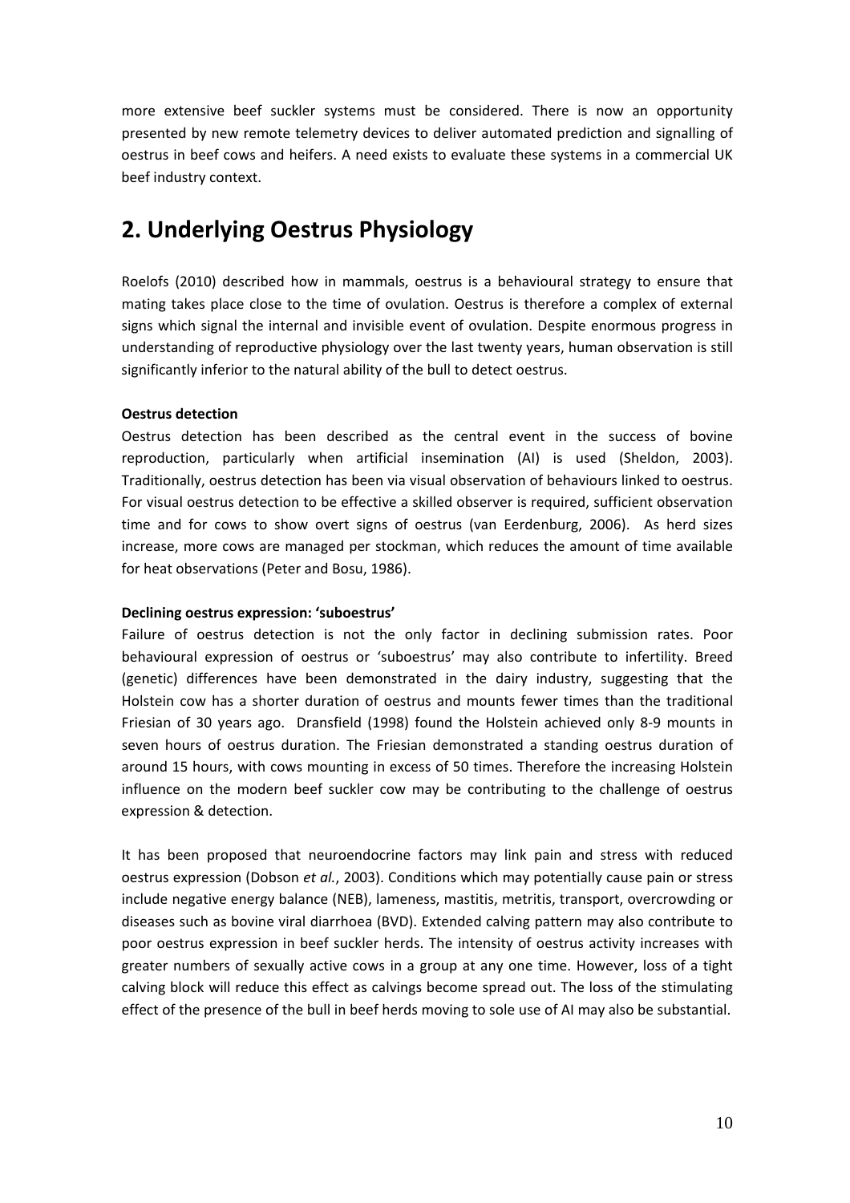more extensive beef suckler systems must be considered. There is now an opportunity presented by new remote telemetry devices to deliver automated prediction and signalling of oestrus in beef cows and heifers. A need exists to evaluate these systems in a commercial UK beef industry context.

# 2. Underlying Oestrus Physiology

Roelofs (2010) described how in mammals, oestrus is a behavioural strategy to ensure that mating takes place close to the time of ovulation. Oestrus is therefore a complex of external signs which signal the internal and invisible event of ovulation. Despite enormous progress in understanding of reproductive physiology over the last twenty years, human observation is still significantly inferior to the natural ability of the bull to detect oestrus.

**Oestrus detection**

Oestrus detection has been described as the central event in the success of bovine reproduction, particularly when artificial insemination (AI) is used (Sheldon, 2003). Traditionally, oestrus detection has been via visual observation of behaviours linked to oestrus. For visual oestrus detection to be effective a skilled observer is required, sufficient observation time and for cows to show overt signs of oestrus (van Eerdenburg, 2006). As herd sizes increase, more cows are managed per stockman, which reduces the amount of time available for heat observations (Peter and Bosu, 1986).

**Declining oestrus expression: 'suboestrus'**

Failure of oestrus detection is not the only factor in declining submission rates. Poor behavioural expression of oestrus or 'suboestrus' may also contribute to infertility. Breed (genetic) differences have been demonstrated in the dairy industry, suggesting that the Holstein cow has a shorter duration of oestrus and mounts fewer times than the traditional Friesian of 30 years ago. Dransfield (1998) found the Holstein achieved only 8-9 mounts in seven hours of oestrus duration. The Friesian demonstrated a standing oestrus duration of around 15 hours, with cows mounting in excess of 50 times. Therefore the increasing Holstein influence on the modern beef suckler cow may be contributing to the challenge of oestrus expression & detection.

It has been proposed that neuroendocrine factors may link pain and stress with reduced oestrus expression (Dobson *et al.*, 2003). Conditions which may potentially cause pain or stress include negative energy balance (NEB), lameness, mastitis, metritis, transport, overcrowding or diseases such as bovine viral diarrhoea (BVD). Extended calving pattern may also contribute to poor oestrus expression in beef suckler herds. The intensity of oestrus activity increases with greater numbers of sexually active cows in a group at any one time. However, loss of a tight calving block will reduce this effect as calvings become spread out. The loss of the stimulating effect of the presence of the bull in beef herds moving to sole use of AI may also be substantial.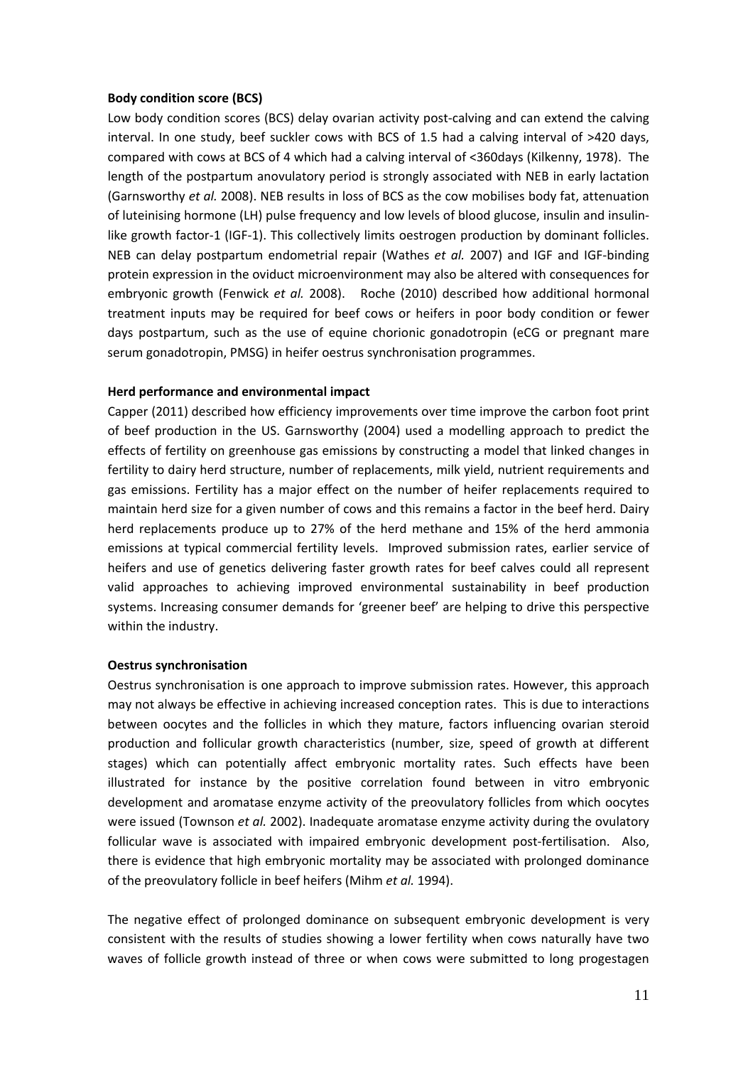**Body condition score (BCS)**

Low body condition scores (BCS) delay ovarian activity post-calving and can extend the calving interval. In one study, beef suckler cows with BCS of 1.5 had a calving interval of >420 days, compared with cows at BCS of 4 which had a calving interval of <360days (Kilkenny, 1978). The length of the postpartum anovulatory period is strongly associated with NEB in early lactation (Garnsworthy *et al.* 2008). NEB results in loss of BCS as the cow mobilises body fat, attenuation of luteinising hormone (LH) pulse frequency and low levels of blood glucose, insulin and insulin-like growth factor-1 (IGF-1). This collectively limits oestrogen production by dominant follicles. NEB can delay postpartum endometrial repair (Wathes *et al.* 2007) and IGF and IGF-binding protein expression in the oviduct microenvironment may also be altered with consequences for embryonic growth (Fenwick *et al.* 2008). Roche (2010) described how additional hormonal treatment inputs may be required for beef cows or heifers in poor body condition or fewer days postpartum, such as the use of equine chorionic gonadotropin (eCG or pregnant mare serum gonadotropin, PMSG) in heifer oestrus synchronisation programmes.

**Herd performance and environmental impact**

Capper (2011) described how efficiency improvements over time improve the carbon foot print of beef production in the US. Garnsworthy (2004) used a modelling approach to predict the effects of fertility on greenhouse gas emissions by constructing a model that linked changes in fertility to dairy herd structure, number of replacements, milk yield, nutrient requirements and gas emissions. Fertility has a major effect on the number of heifer replacements required to maintain herd size for a given number of cows and this remains a factor in the beef herd. Dairy herd replacements produce up to 27% of the herd methane and 15% of the herd ammonia emissions at typical commercial fertility levels. Improved submission rates, earlier service of heifers and use of genetics delivering faster growth rates for beef calves could all represent valid approaches to achieving improved environmental sustainability in beef production systems. Increasing consumer demands for 'greener beef' are helping to drive this perspective within the industry.

**Oestrus synchronisation**

Oestrus synchronisation is one approach to improve submission rates. However, this approach may not always be effective in achieving increased conception rates. This is due to interactions between oocytes and the follicles in which they mature, factors influencing ovarian steroid production and follicular growth characteristics (number, size, speed of growth at different stages) which can potentially affect embryonic mortality rates. Such effects have been illustrated for instance by the positive correlation found between in vitro embryonic development and aromatase enzyme activity of the preovulatory follicles from which oocytes were issued (Townson *et al.* 2002). Inadequate aromatase enzyme activity during the ovulatory follicular wave is associated with impaired embryonic development post-fertilisation. Also, there is evidence that high embryonic mortality may be associated with prolonged dominance of the preovulatory follicle in beef heifers (Mihm *et al.* 1994).

The negative effect of prolonged dominance on subsequent embryonic development is very consistent with the results of studies showing a lower fertility when cows naturally have two waves of follicle growth instead of three or when cows were submitted to long progestagen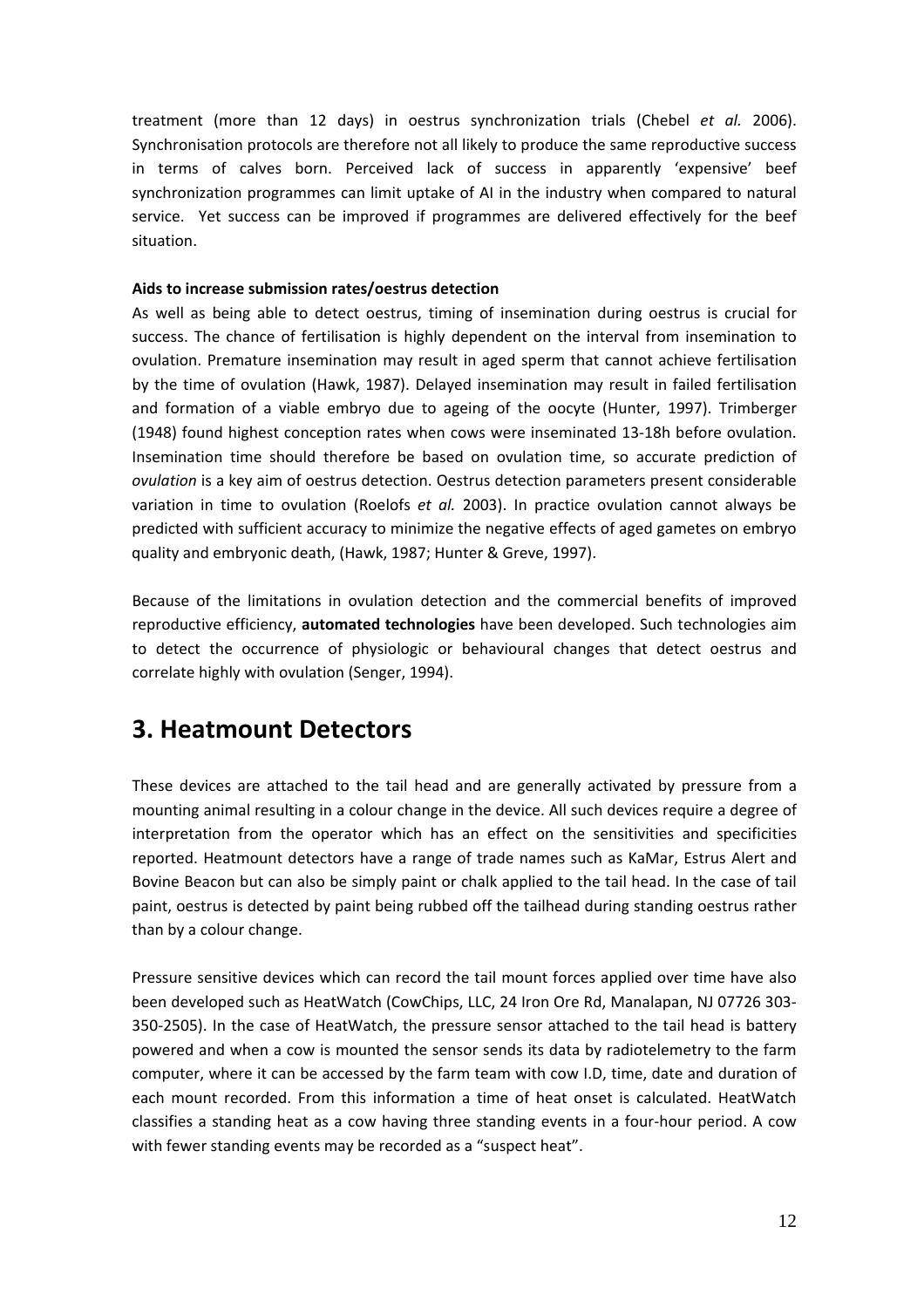treatment (more than 12 days) in oestrus synchronization trials (Chebel *et al.* 2006). Synchronisation protocols are therefore not all likely to produce the same reproductive success in terms of calves born. Perceived lack of success in apparently 'expensive' beef synchronization programmes can limit uptake of AI in the industry when compared to natural service. Yet success can be improved if programmes are delivered effectively for the beef situation.

**Aids to increase submission rates/oestrus detection**

As well as being able to detect oestrus, timing of insemination during oestrus is crucial for success. The chance of fertilisation is highly dependent on the interval from insemination to ovulation. Premature insemination may result in aged sperm that cannot achieve fertilisation by the time of ovulation (Hawk, 1987). Delayed insemination may result in failed fertilisation and formation of a viable embryo due to ageing of the oocyte (Hunter, 1997). Trimberger (1948) found highest conception rates when cows were inseminated 13-18h before ovulation. Insemination time should therefore be based on ovulation time, so accurate prediction of *ovulation* is a key aim of oestrus detection. Oestrus detection parameters present considerable variation in time to ovulation (Roelofs *et al.* 2003). In practice ovulation cannot always be predicted with sufficient accuracy to minimize the negative effects of aged gametes on embryo quality and embryonic death, (Hawk, 1987; Hunter & Greve, 1997).

Because of the limitations in ovulation detection and the commercial benefits of improved reproductive efficiency, **automated technologies** have been developed. Such technologies aim to detect the occurrence of physiologic or behavioural changes that detect oestrus and correlate highly with ovulation (Senger, 1994).

## 3. Heatmount Detectors

These devices are attached to the tail head and are generally activated by pressure from a mounting animal resulting in a colour change in the device. All such devices require a degree of interpretation from the operator which has an effect on the sensitivities and specificities reported. Heatmount detectors have a range of trade names such as KaMar, Estrus Alert and Bovine Beacon but can also be simply paint or chalk applied to the tail head. In the case of tail paint, oestrus is detected by paint being rubbed off the tailhead during standing oestrus rather than by a colour change.

Pressure sensitive devices which can record the tail mount forces applied over time have also been developed such as HeatWatch (CowChips, LLC, 24 Iron Ore Rd, Manalapan, NJ 07726 303-350-2505). In the case of HeatWatch, the pressure sensor attached to the tail head is battery powered and when a cow is mounted the sensor sends its data by radiotelemetry to the farm computer, where it can be accessed by the farm team with cow I.D, time, date and duration of each mount recorded. From this information a time of heat onset is calculated. HeatWatch classifies a standing heat as a cow having three standing events in a four-hour period. A cow with fewer standing events may be recorded as a "suspect heat".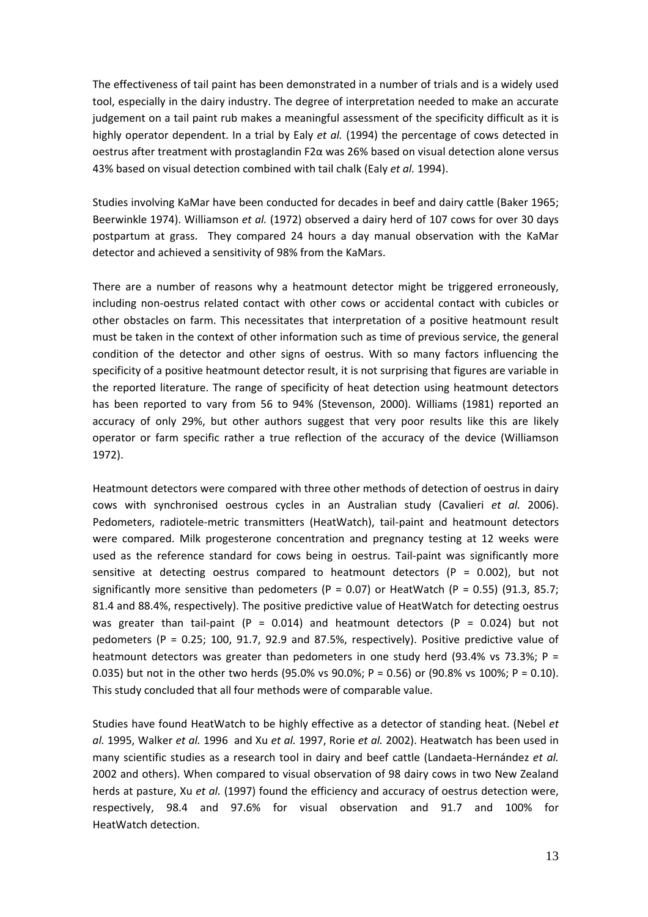The effectiveness of tail paint has been demonstrated in a number of trials and is a widely used tool, especially in the dairy industry. The degree of interpretation needed to make an accurate judgement on a tail paint rub makes a meaningful assessment of the specificity difficult as it is highly operator dependent. In a trial by Ealy *et al.* (1994) the percentage of cows detected in oestrus after treatment with prostaglandin F2α was 26% based on visual detection alone versus 43% based on visual detection combined with tail chalk (Ealy *et al.* 1994).

Studies involving KaMar have been conducted for decades in beef and dairy cattle (Baker 1965; Beerwinkle 1974). Williamson *et al.* (1972) observed a dairy herd of 107 cows for over 30 days postpartum at grass. They compared 24 hours a day manual observation with the KaMar detector and achieved a sensitivity of 98% from the KaMars.

There are a number of reasons why a heatmount detector might be triggered erroneously, including non-oestrus related contact with other cows or accidental contact with cubicles or other obstacles on farm. This necessitates that interpretation of a positive heatmount result must be taken in the context of other information such as time of previous service, the general condition of the detector and other signs of oestrus. With so many factors influencing the specificity of a positive heatmount detector result, it is not surprising that figures are variable in the reported literature. The range of specificity of heat detection using heatmount detectors has been reported to vary from 56 to 94% (Stevenson, 2000). Williams (1981) reported an accuracy of only 29%, but other authors suggest that very poor results like this are likely operator or farm specific rather a true reflection of the accuracy of the device (Williamson 1972).

Heatmount detectors were compared with three other methods of detection of oestrus in dairy cows with synchronised oestrous cycles in an Australian study (Cavalieri *et al.* 2006). Pedometers, radiotele-metric transmitters (HeatWatch), tail-paint and heatmount detectors were compared. Milk progesterone concentration and pregnancy testing at 12 weeks were used as the reference standard for cows being in oestrus. Tail-paint was significantly more sensitive at detecting oestrus compared to heatmount detectors ($P = 0.002$), but not significantly more sensitive than pedometers ($P = 0.07$) or HeatWatch ($P = 0.55$) (91.3, 85.7; 81.4 and 88.4%, respectively). The positive predictive value of HeatWatch for detecting oestrus was greater than tail-paint ($P = 0.014$) and heatmount detectors ($P = 0.024$) but not pedometers ($P = 0.25$; 100, 91.7, 92.9 and 87.5%, respectively). Positive predictive value of heatmount detectors was greater than pedometers in one study herd (93.4% vs 73.3%; $P = 0.035$) but not in the other two herds (95.0% vs 90.0%; $P = 0.56$) or (90.8% vs 100%; $P = 0.10$). This study concluded that all four methods were of comparable value.

Studies have found HeatWatch to be highly effective as a detector of standing heat. (Nebel *et al.* 1995, Walker *et al.* 1996 and Xu *et al.* 1997, Rorie *et al.* 2002). Heatwatch has been used in many scientific studies as a research tool in dairy and beef cattle (Landaeta-Hernández *et al.* 2002 and others). When compared to visual observation of 98 dairy cows in two New Zealand herds at pasture, Xu *et al.* (1997) found the efficiency and accuracy of oestrus detection were, respectively, 98.4 and 97.6% for visual observation and 91.7 and 100% for HeatWatch detection.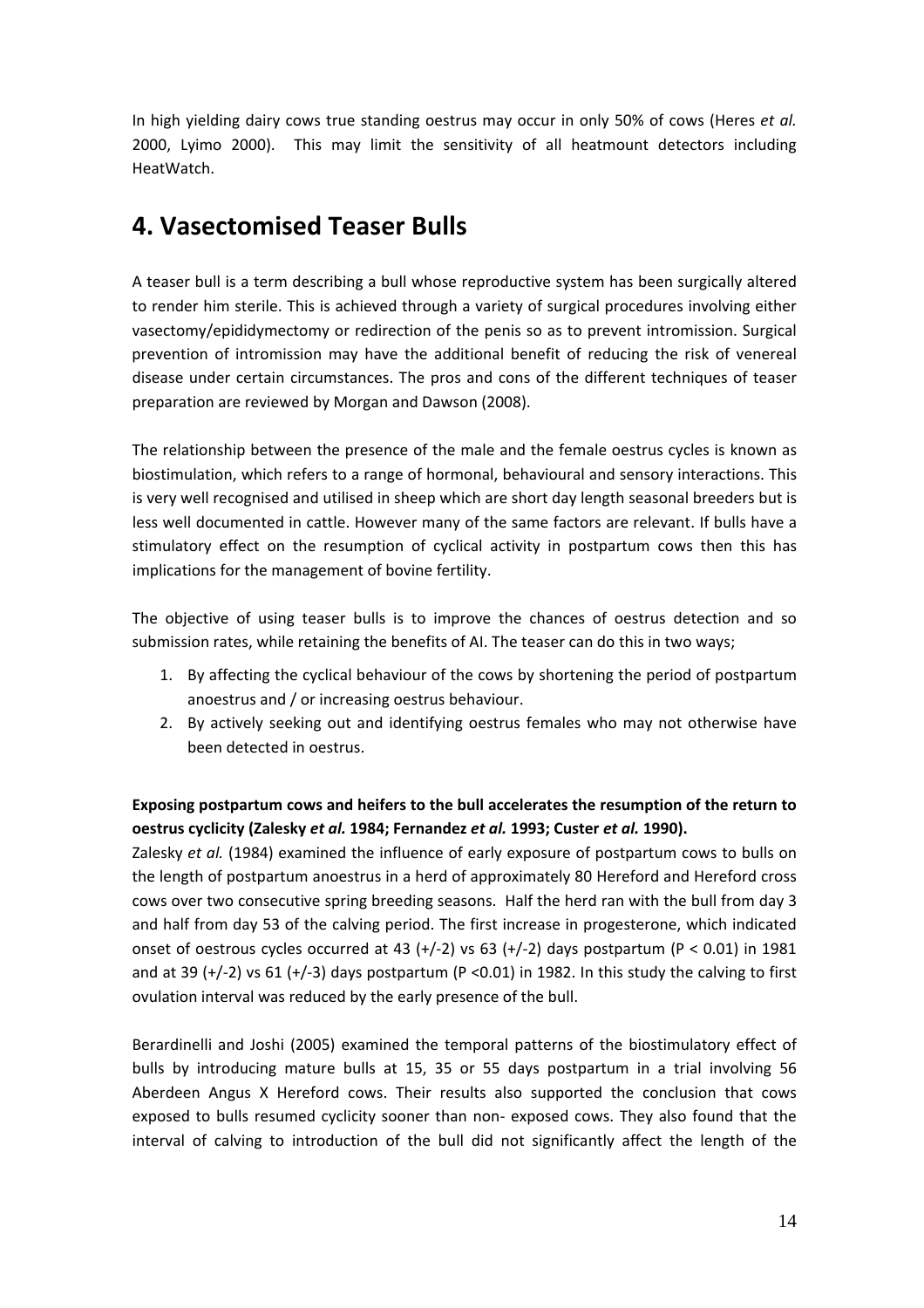In high yielding dairy cows true standing oestrus may occur in only 50% of cows (Heres *et al.* 2000, Lyimo 2000). This may limit the sensitivity of all heatmount detectors including HeatWatch.

# 4. Vasectomised Teaser Bulls

A teaser bull is a term describing a bull whose reproductive system has been surgically altered to render him sterile. This is achieved through a variety of surgical procedures involving either vasectomy/epididymectomy or redirection of the penis so as to prevent intromission. Surgical prevention of intromission may have the additional benefit of reducing the risk of venereal disease under certain circumstances. The pros and cons of the different techniques of teaser preparation are reviewed by Morgan and Dawson (2008).

The relationship between the presence of the male and the female oestrus cycles is known as biostimulation, which refers to a range of hormonal, behavioural and sensory interactions. This is very well recognised and utilised in sheep which are short day length seasonal breeders but is less well documented in cattle. However many of the same factors are relevant. If bulls have a stimulatory effect on the resumption of cyclical activity in postpartum cows then this has implications for the management of bovine fertility.

The objective of using teaser bulls is to improve the chances of oestrus detection and so submission rates, while retaining the benefits of AI. The teaser can do this in two ways;

1. By affecting the cyclical behaviour of the cows by shortening the period of postpartum anoestrus and / or increasing oestrus behaviour.
2. By actively seeking out and identifying oestrus females who may not otherwise have been detected in oestrus.

**Exposing postpartum cows and heifers to the bull accelerates the resumption of the return to oestrus cyclicity (Zalesky *et al.* 1984; Fernandez *et al.* 1993; Custer *et al.* 1990).**

Zalesky *et al.* (1984) examined the influence of early exposure of postpartum cows to bulls on the length of postpartum anoestrus in a herd of approximately 80 Hereford and Hereford cross cows over two consecutive spring breeding seasons. Half the herd ran with the bull from day 3 and half from day 53 of the calving period. The first increase in progesterone, which indicated onset of oestrous cycles occurred at 43 (+/-2) vs 63 (+/-2) days postpartum ($P < 0.01$) in 1981 and at 39 (+/-2) vs 61 (+/-3) days postpartum ($P < 0.01$) in 1982. In this study the calving to first ovulation interval was reduced by the early presence of the bull.

Berardinelli and Joshi (2005) examined the temporal patterns of the biostimulatory effect of bulls by introducing mature bulls at 15, 35 or 55 days postpartum in a trial involving 56 Aberdeen Angus X Hereford cows. Their results also supported the conclusion that cows exposed to bulls resumed cyclicity sooner than non- exposed cows. They also found that the interval of calving to introduction of the bull did not significantly affect the length of the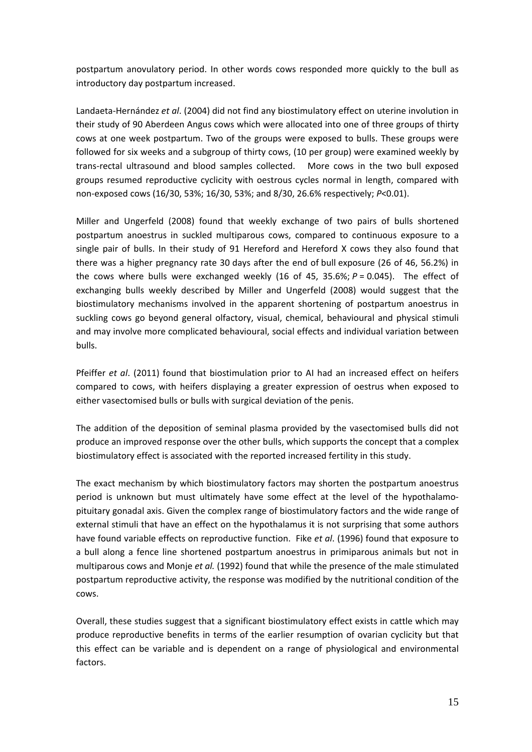postpartum anovulatory period. In other words cows responded more quickly to the bull as introductory day postpartum increased.

Landaeta-Hernández *et al*. (2004) did not find any biostimulatory effect on uterine involution in their study of 90 Aberdeen Angus cows which were allocated into one of three groups of thirty cows at one week postpartum. Two of the groups were exposed to bulls. These groups were followed for six weeks and a subgroup of thirty cows, (10 per group) were examined weekly by trans-rectal ultrasound and blood samples collected. More cows in the two bull exposed groups resumed reproductive cyclicity with oestrous cycles normal in length, compared with non-exposed cows (16/30, 53%; 16/30, 53%; and 8/30, 26.6% respectively; $P<0.01$).

Miller and Ungerfeld (2008) found that weekly exchange of two pairs of bulls shortened postpartum anoestrus in suckled multiparous cows, compared to continuous exposure to a single pair of bulls. In their study of 91 Hereford and Hereford X cows they also found that there was a higher pregnancy rate 30 days after the end of bull exposure (26 of 46, 56.2%) in the cows where bulls were exchanged weekly (16 of 45, 35.6%; $P = 0.045$). The effect of exchanging bulls weekly described by Miller and Ungerfeld (2008) would suggest that the biostimulatory mechanisms involved in the apparent shortening of postpartum anoestrus in suckling cows go beyond general olfactory, visual, chemical, behavioural and physical stimuli and may involve more complicated behavioural, social effects and individual variation between bulls.

Pfeiffer *et al*. (2011) found that biostimulation prior to AI had an increased effect on heifers compared to cows, with heifers displaying a greater expression of oestrus when exposed to either vasectomised bulls or bulls with surgical deviation of the penis.

The addition of the deposition of seminal plasma provided by the vasectomised bulls did not produce an improved response over the other bulls, which supports the concept that a complex biostimulatory effect is associated with the reported increased fertility in this study.

The exact mechanism by which biostimulatory factors may shorten the postpartum anoestrus period is unknown but must ultimately have some effect at the level of the hypothalamo-pituitary gonadal axis. Given the complex range of biostimulatory factors and the wide range of external stimuli that have an effect on the hypothalamus it is not surprising that some authors have found variable effects on reproductive function. Fike *et al*. (1996) found that exposure to a bull along a fence line shortened postpartum anoestrus in primiparous animals but not in multiparous cows and Monje *et al.* (1992) found that while the presence of the male stimulated postpartum reproductive activity, the response was modified by the nutritional condition of the cows.

Overall, these studies suggest that a significant biostimulatory effect exists in cattle which may produce reproductive benefits in terms of the earlier resumption of ovarian cyclicity but that this effect can be variable and is dependent on a range of physiological and environmental factors.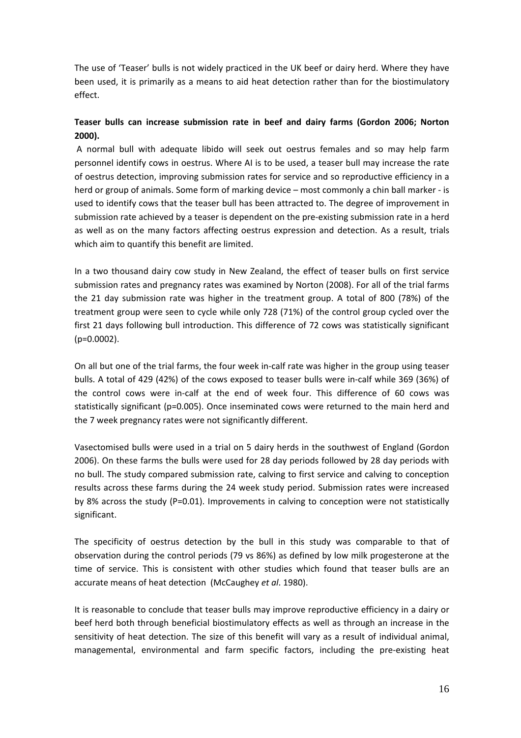The use of 'Teaser' bulls is not widely practiced in the UK beef or dairy herd. Where they have been used, it is primarily as a means to aid heat detection rather than for the biostimulatory effect.

**Teaser bulls can increase submission rate in beef and dairy farms (Gordon 2006; Norton 2000).**

A normal bull with adequate libido will seek out oestrus females and so may help farm personnel identify cows in oestrus. Where AI is to be used, a teaser bull may increase the rate of oestrus detection, improving submission rates for service and so reproductive efficiency in a herd or group of animals. Some form of marking device – most commonly a chin ball marker - is used to identify cows that the teaser bull has been attracted to. The degree of improvement in submission rate achieved by a teaser is dependent on the pre-existing submission rate in a herd as well as on the many factors affecting oestrus expression and detection. As a result, trials which aim to quantify this benefit are limited.

In a two thousand dairy cow study in New Zealand, the effect of teaser bulls on first service submission rates and pregnancy rates was examined by Norton (2008). For all of the trial farms the 21 day submission rate was higher in the treatment group. A total of 800 (78%) of the treatment group were seen to cycle while only 728 (71%) of the control group cycled over the first 21 days following bull introduction. This difference of 72 cows was statistically significant (p=0.0002).

On all but one of the trial farms, the four week in-calf rate was higher in the group using teaser bulls. A total of 429 (42%) of the cows exposed to teaser bulls were in-calf while 369 (36%) of the control cows were in-calf at the end of week four. This difference of 60 cows was statistically significant (p=0.005). Once inseminated cows were returned to the main herd and the 7 week pregnancy rates were not significantly different.

Vasectomised bulls were used in a trial on 5 dairy herds in the southwest of England (Gordon 2006). On these farms the bulls were used for 28 day periods followed by 28 day periods with no bull. The study compared submission rate, calving to first service and calving to conception results across these farms during the 24 week study period. Submission rates were increased by 8% across the study (P=0.01). Improvements in calving to conception were not statistically significant.

The specificity of oestrus detection by the bull in this study was comparable to that of observation during the control periods (79 vs 86%) as defined by low milk progesterone at the time of service. This is consistent with other studies which found that teaser bulls are an accurate means of heat detection (McCaughey *et al*. 1980).

It is reasonable to conclude that teaser bulls may improve reproductive efficiency in a dairy or beef herd both through beneficial biostimulatory effects as well as through an increase in the sensitivity of heat detection. The size of this benefit will vary as a result of individual animal, managemental, environmental and farm specific factors, including the pre-existing heat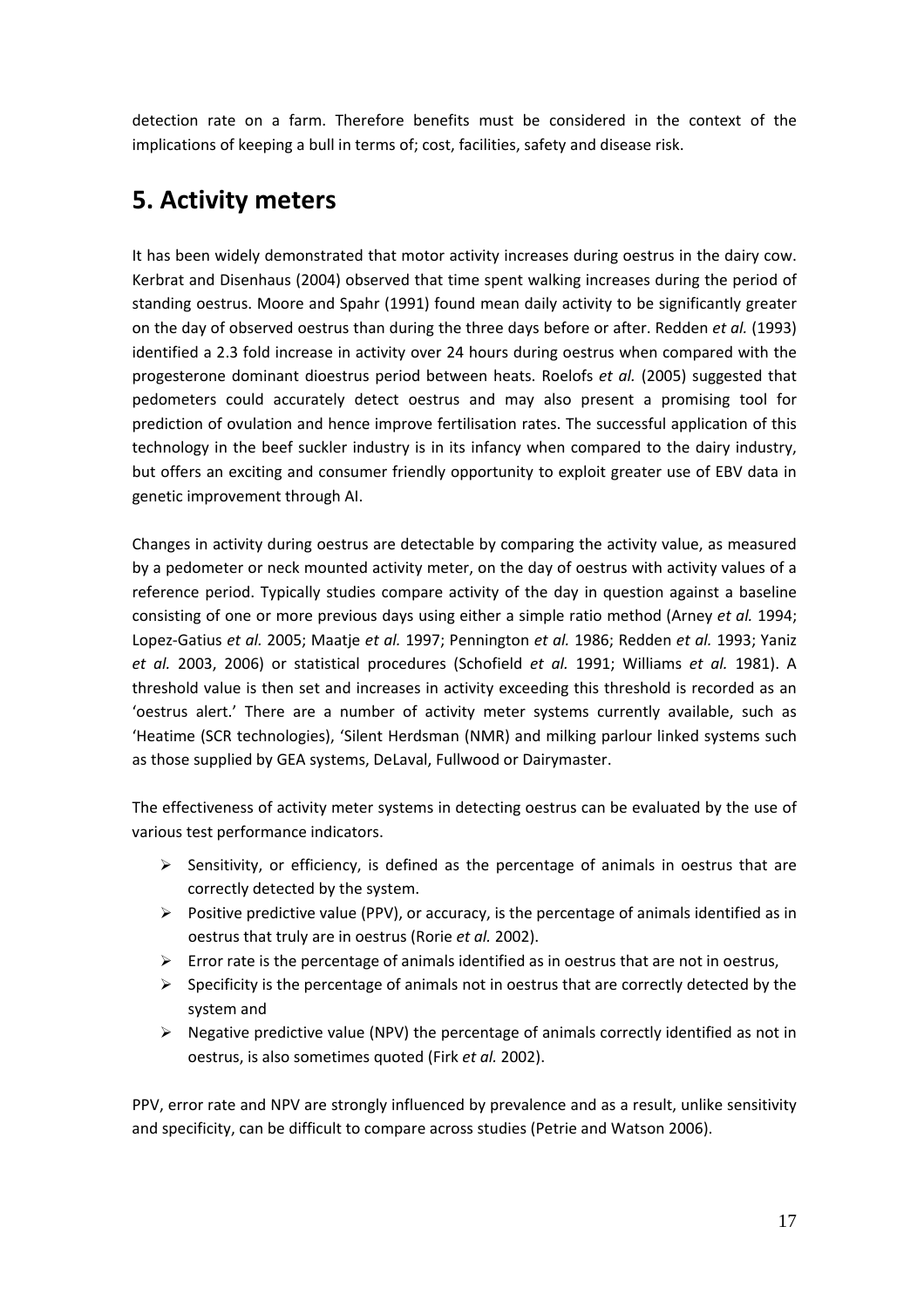detection rate on a farm. Therefore benefits must be considered in the context of the implications of keeping a bull in terms of; cost, facilities, safety and disease risk.

# 5. Activity meters

It has been widely demonstrated that motor activity increases during oestrus in the dairy cow. Kerbrat and Disenhaus (2004) observed that time spent walking increases during the period of standing oestrus. Moore and Spahr (1991) found mean daily activity to be significantly greater on the day of observed oestrus than during the three days before or after. Redden *et al.* (1993) identified a 2.3 fold increase in activity over 24 hours during oestrus when compared with the progesterone dominant dioestrus period between heats. Roelofs *et al.* (2005) suggested that pedometers could accurately detect oestrus and may also present a promising tool for prediction of ovulation and hence improve fertilisation rates. The successful application of this technology in the beef suckler industry is in its infancy when compared to the dairy industry, but offers an exciting and consumer friendly opportunity to exploit greater use of EBV data in genetic improvement through AI.

Changes in activity during oestrus are detectable by comparing the activity value, as measured by a pedometer or neck mounted activity meter, on the day of oestrus with activity values of a reference period. Typically studies compare activity of the day in question against a baseline consisting of one or more previous days using either a simple ratio method (Arney *et al.* 1994; Lopez-Gatius *et al.* 2005; Maatje *et al.* 1997; Pennington *et al.* 1986; Redden *et al.* 1993; Yaniz *et al.* 2003, 2006) or statistical procedures (Schofield *et al.* 1991; Williams *et al.* 1981). A threshold value is then set and increases in activity exceeding this threshold is recorded as an 'oestrus alert.' There are a number of activity meter systems currently available, such as 'Heatime (SCR technologies), 'Silent Herdsman (NMR) and milking parlour linked systems such as those supplied by GEA systems, DeLaval, Fullwood or Dairymaster.

The effectiveness of activity meter systems in detecting oestrus can be evaluated by the use of various test performance indicators.

- Sensitivity, or efficiency, is defined as the percentage of animals in oestrus that are correctly detected by the system.
- Positive predictive value (PPV), or accuracy, is the percentage of animals identified as in oestrus that truly are in oestrus (Rorie *et al.* 2002).
- Error rate is the percentage of animals identified as in oestrus that are not in oestrus,
- Specificity is the percentage of animals not in oestrus that are correctly detected by the system and
- Negative predictive value (NPV) the percentage of animals correctly identified as not in oestrus, is also sometimes quoted (Firk *et al.* 2002).

PPV, error rate and NPV are strongly influenced by prevalence and as a result, unlike sensitivity and specificity, can be difficult to compare across studies (Petrie and Watson 2006).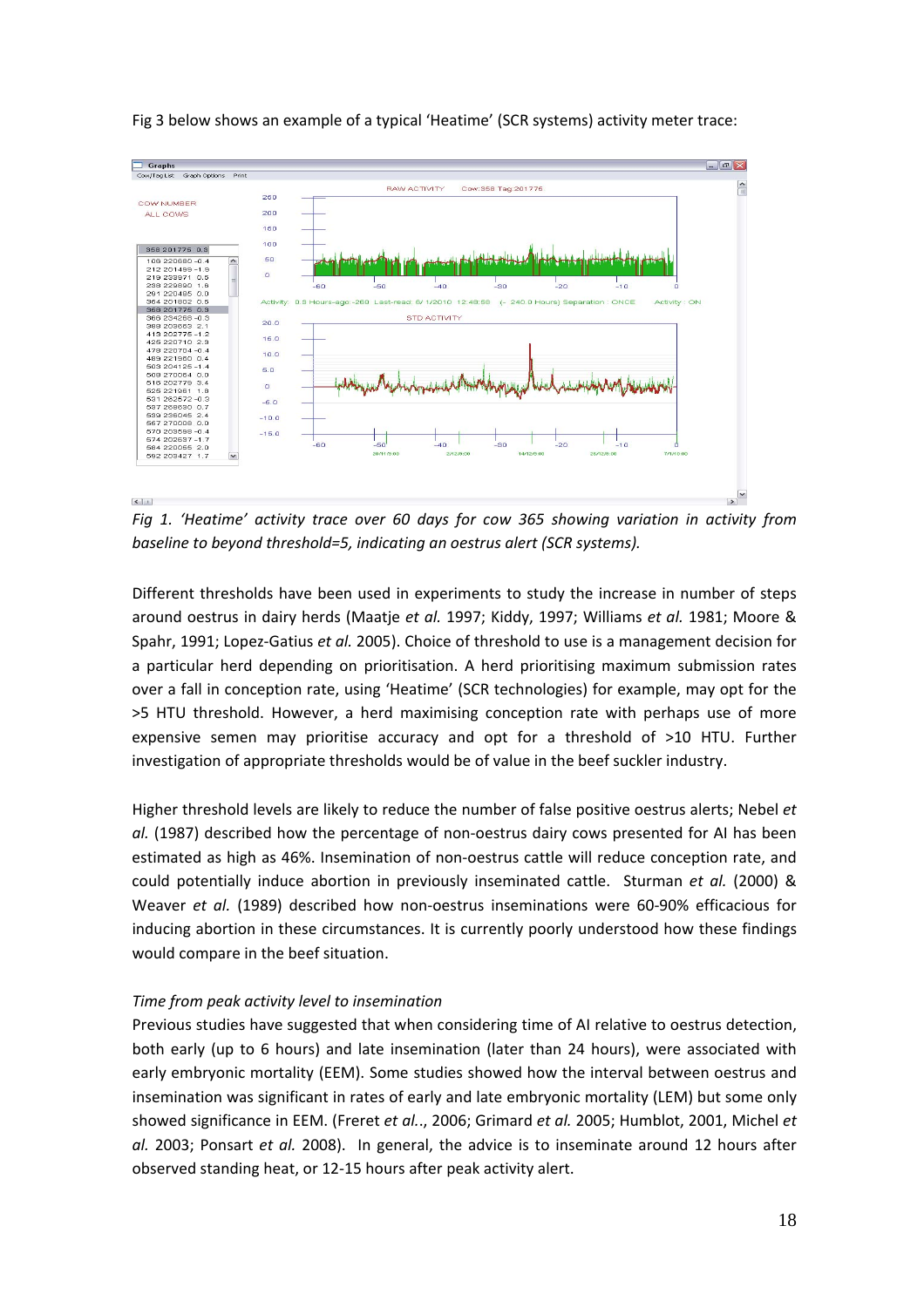Fig 3 below shows an example of a typical 'Heatime' (SCR systems) activity meter trace:

*Fig 1. 'Heatime' activity trace over 60 days for cow 365 showing variation in activity from baseline to beyond threshold=5, indicating an oestrus alert (SCR systems).*

Different thresholds have been used in experiments to study the increase in number of steps around oestrus in dairy herds (Maatje *et al.* 1997; Kiddy, 1997; Williams *et al.* 1981; Moore & Spahr, 1991; Lopez-Gatius *et al.* 2005). Choice of threshold to use is a management decision for a particular herd depending on prioritisation. A herd prioritising maximum submission rates over a fall in conception rate, using 'Heatime' (SCR technologies) for example, may opt for the >5 HTU threshold. However, a herd maximising conception rate with perhaps use of more expensive semen may prioritise accuracy and opt for a threshold of >10 HTU. Further investigation of appropriate thresholds would be of value in the beef suckler industry.

Higher threshold levels are likely to reduce the number of false positive oestrus alerts; Nebel *et al.* (1987) described how the percentage of non-oestrus dairy cows presented for AI has been estimated as high as 46%. Insemination of non-oestrus cattle will reduce conception rate, and could potentially induce abortion in previously inseminated cattle. Sturman *et al.* (2000) & Weaver *et al.* (1989) described how non-oestrus inseminations were 60-90% efficacious for inducing abortion in these circumstances. It is currently poorly understood how these findings would compare in the beef situation.

*Time from peak activity level to insemination*

Previous studies have suggested that when considering time of AI relative to oestrus detection, both early (up to 6 hours) and late insemination (later than 24 hours), were associated with early embryonic mortality (EEM). Some studies showed how the interval between oestrus and insemination was significant in rates of early and late embryonic mortality (LEM) but some only showed significance in EEM. (Freret *et al.*., 2006; Grimard *et al.* 2005; Humblot, 2001, Michel *et al.* 2003; Ponsart *et al.* 2008). In general, the advice is to inseminate around 12 hours after observed standing heat, or 12-15 hours after peak activity alert.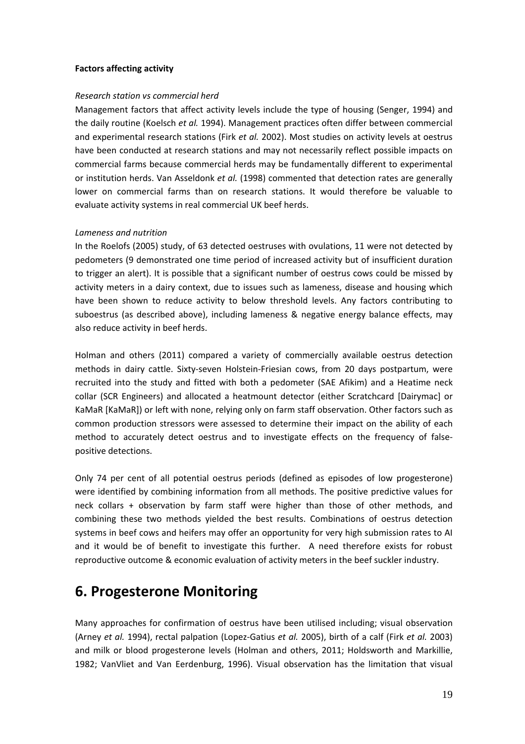**Factors affecting activity**

*Research station vs commercial herd*

Management factors that affect activity levels include the type of housing (Senger, 1994) and the daily routine (Koelsch *et al.* 1994). Management practices often differ between commercial and experimental research stations (Firk *et al.* 2002). Most studies on activity levels at oestrus have been conducted at research stations and may not necessarily reflect possible impacts on commercial farms because commercial herds may be fundamentally different to experimental or institution herds. Van Asseldonk *et al.* (1998) commented that detection rates are generally lower on commercial farms than on research stations. It would therefore be valuable to evaluate activity systems in real commercial UK beef herds.

*Lameness and nutrition*

In the Roelofs (2005) study, of 63 detected oestruses with ovulations, 11 were not detected by pedometers (9 demonstrated one time period of increased activity but of insufficient duration to trigger an alert). It is possible that a significant number of oestrus cows could be missed by activity meters in a dairy context, due to issues such as lameness, disease and housing which have been shown to reduce activity to below threshold levels. Any factors contributing to suboestrus (as described above), including lameness & negative energy balance effects, may also reduce activity in beef herds.

Holman and others (2011) compared a variety of commercially available oestrus detection methods in dairy cattle. Sixty-seven Holstein-Friesian cows, from 20 days postpartum, were recruited into the study and fitted with both a pedometer (SAE Afikim) and a Heatime neck collar (SCR Engineers) and allocated a heatmount detector (either Scratchcard [Dairymac] or KaMaR [KaMaR]) or left with none, relying only on farm staff observation. Other factors such as common production stressors were assessed to determine their impact on the ability of each method to accurately detect oestrus and to investigate effects on the frequency of false-positive detections.

Only 74 per cent of all potential oestrus periods (defined as episodes of low progesterone) were identified by combining information from all methods. The positive predictive values for neck collars + observation by farm staff were higher than those of other methods, and combining these two methods yielded the best results. Combinations of oestrus detection systems in beef cows and heifers may offer an opportunity for very high submission rates to AI and it would be of benefit to investigate this further. A need therefore exists for robust reproductive outcome & economic evaluation of activity meters in the beef suckler industry.

# 6. Progesterone Monitoring

Many approaches for confirmation of oestrus have been utilised including; visual observation (Arney *et al.* 1994), rectal palpation (Lopez-Gatius *et al.* 2005), birth of a calf (Firk *et al.* 2003) and milk or blood progesterone levels (Holman and others, 2011; Holdsworth and Markillie, 1982; VanVliet and Van Eerdenburg, 1996). Visual observation has the limitation that visual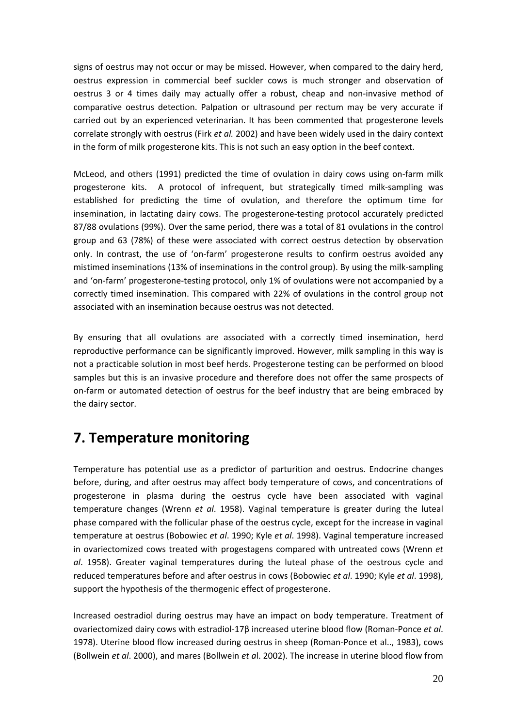signs of oestrus may not occur or may be missed. However, when compared to the dairy herd, oestrus expression in commercial beef suckler cows is much stronger and observation of oestrus 3 or 4 times daily may actually offer a robust, cheap and non-invasive method of comparative oestrus detection. Palpation or ultrasound per rectum may be very accurate if carried out by an experienced veterinarian. It has been commented that progesterone levels correlate strongly with oestrus (Firk *et al.* 2002) and have been widely used in the dairy context in the form of milk progesterone kits. This is not such an easy option in the beef context.

McLeod, and others (1991) predicted the time of ovulation in dairy cows using on-farm milk progesterone kits. A protocol of infrequent, but strategically timed milk-sampling was established for predicting the time of ovulation, and therefore the optimum time for insemination, in lactating dairy cows. The progesterone-testing protocol accurately predicted 87/88 ovulations (99%). Over the same period, there was a total of 81 ovulations in the control group and 63 (78%) of these were associated with correct oestrus detection by observation only. In contrast, the use of 'on-farm' progesterone results to confirm oestrus avoided any mistimed inseminations (13% of inseminations in the control group). By using the milk-sampling and 'on-farm' progesterone-testing protocol, only 1% of ovulations were not accompanied by a correctly timed insemination. This compared with 22% of ovulations in the control group not associated with an insemination because oestrus was not detected.

By ensuring that all ovulations are associated with a correctly timed insemination, herd reproductive performance can be significantly improved. However, milk sampling in this way is not a practicable solution in most beef herds. Progesterone testing can be performed on blood samples but this is an invasive procedure and therefore does not offer the same prospects of on-farm or automated detection of oestrus for the beef industry that are being embraced by the dairy sector.

# 7. Temperature monitoring

Temperature has potential use as a predictor of parturition and oestrus. Endocrine changes before, during, and after oestrus may affect body temperature of cows, and concentrations of progesterone in plasma during the oestrus cycle have been associated with vaginal temperature changes (Wrenn *et al*. 1958). Vaginal temperature is greater during the luteal phase compared with the follicular phase of the oestrus cycle, except for the increase in vaginal temperature at oestrus (Bobowiec *et al*. 1990; Kyle *et al*. 1998). Vaginal temperature increased in ovariectomized cows treated with progestagens compared with untreated cows (Wrenn *et al*. 1958). Greater vaginal temperatures during the luteal phase of the oestrous cycle and reduced temperatures before and after oestrus in cows (Bobowiec *et al*. 1990; Kyle *et al*. 1998), support the hypothesis of the thermogenic effect of progesterone.

Increased oestradiol during oestrus may have an impact on body temperature. Treatment of ovariectomized dairy cows with estradiol-17β increased uterine blood flow (Roman-Ponce *et al*. 1978). Uterine blood flow increased during oestrus in sheep (Roman-Ponce et al.., 1983), cows (Bollwein *et al*. 2000), and mares (Bollwein *et a*l. 2002). The increase in uterine blood flow from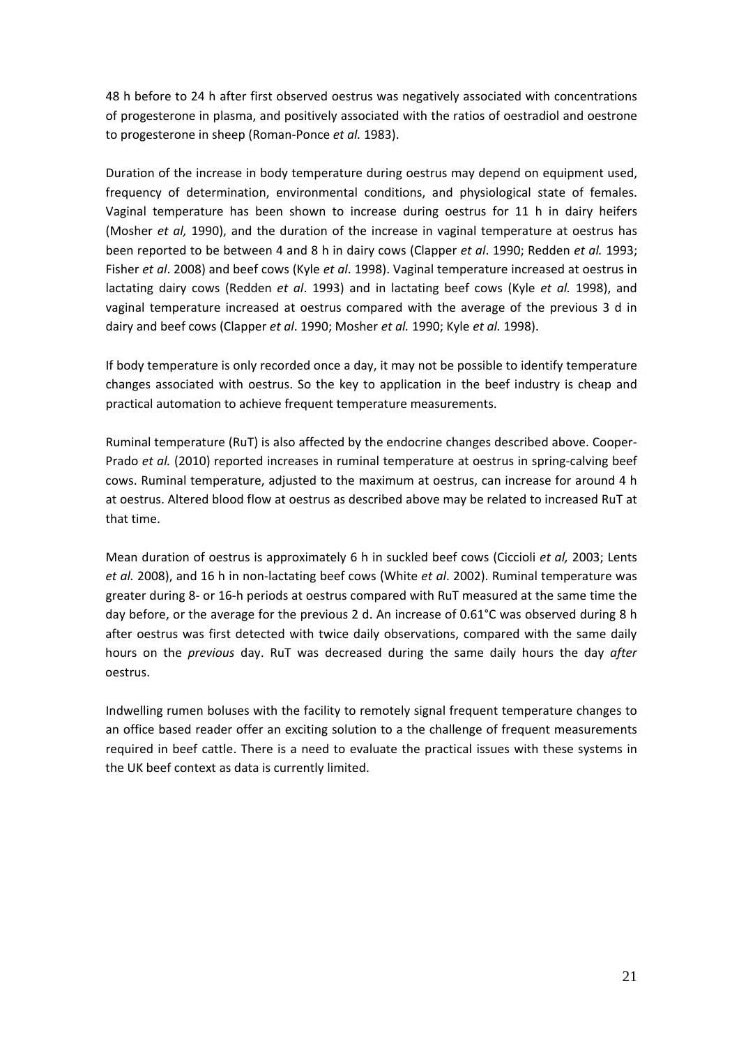48 h before to 24 h after first observed oestrus was negatively associated with concentrations of progesterone in plasma, and positively associated with the ratios of oestradiol and oestrone to progesterone in sheep (Roman-Ponce *et al.* 1983).

Duration of the increase in body temperature during oestrus may depend on equipment used, frequency of determination, environmental conditions, and physiological state of females. Vaginal temperature has been shown to increase during oestrus for 11 h in dairy heifers (Mosher *et al,* 1990), and the duration of the increase in vaginal temperature at oestrus has been reported to be between 4 and 8 h in dairy cows (Clapper *et al*. 1990; Redden *et al.* 1993; Fisher *et al*. 2008) and beef cows (Kyle *et al*. 1998). Vaginal temperature increased at oestrus in lactating dairy cows (Redden *et al*. 1993) and in lactating beef cows (Kyle *et al.* 1998), and vaginal temperature increased at oestrus compared with the average of the previous 3 d in dairy and beef cows (Clapper *et al*. 1990; Mosher *et al.* 1990; Kyle *et al.* 1998).

If body temperature is only recorded once a day, it may not be possible to identify temperature changes associated with oestrus. So the key to application in the beef industry is cheap and practical automation to achieve frequent temperature measurements.

Ruminal temperature (RuT) is also affected by the endocrine changes described above. Cooper-Prado *et al.* (2010) reported increases in ruminal temperature at oestrus in spring-calving beef cows. Ruminal temperature, adjusted to the maximum at oestrus, can increase for around 4 h at oestrus. Altered blood flow at oestrus as described above may be related to increased RuT at that time.

Mean duration of oestrus is approximately 6 h in suckled beef cows (Ciccioli *et al,* 2003; Lents *et al.* 2008), and 16 h in non-lactating beef cows (White *et al*. 2002). Ruminal temperature was greater during 8- or 16-h periods at oestrus compared with RuT measured at the same time the day before, or the average for the previous 2 d. An increase of 0.61°C was observed during 8 h after oestrus was first detected with twice daily observations, compared with the same daily hours on the *previous* day. RuT was decreased during the same daily hours the day *after* oestrus.

Indwelling rumen boluses with the facility to remotely signal frequent temperature changes to an office based reader offer an exciting solution to a the challenge of frequent measurements required in beef cattle. There is a need to evaluate the practical issues with these systems in the UK beef context as data is currently limited.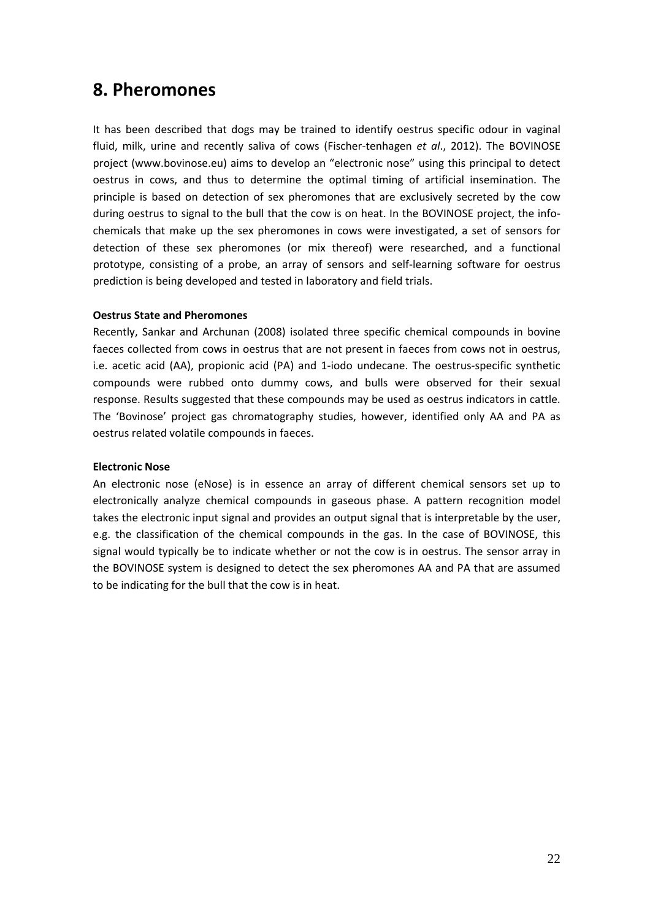# 8. Pheromones

It has been described that dogs may be trained to identify oestrus specific odour in vaginal fluid, milk, urine and recently saliva of cows (Fischer-tenhagen *et al*., 2012). The BOVINOSE project (www.bovinose.eu) aims to develop an "electronic nose" using this principal to detect oestrus in cows, and thus to determine the optimal timing of artificial insemination. The principle is based on detection of sex pheromones that are exclusively secreted by the cow during oestrus to signal to the bull that the cow is on heat. In the BOVINOSE project, the info-chemicals that make up the sex pheromones in cows were investigated, a set of sensors for detection of these sex pheromones (or mix thereof) were researched, and a functional prototype, consisting of a probe, an array of sensors and self-learning software for oestrus prediction is being developed and tested in laboratory and field trials.

**Oestrus State and Pheromones**

Recently, Sankar and Archunan (2008) isolated three specific chemical compounds in bovine faeces collected from cows in oestrus that are not present in faeces from cows not in oestrus, i.e. acetic acid (AA), propionic acid (PA) and 1-iodo undecane. The oestrus-specific synthetic compounds were rubbed onto dummy cows, and bulls were observed for their sexual response. Results suggested that these compounds may be used as oestrus indicators in cattle. The 'Bovinose' project gas chromatography studies, however, identified only AA and PA as oestrus related volatile compounds in faeces.

**Electronic Nose**

An electronic nose (eNose) is in essence an array of different chemical sensors set up to electronically analyze chemical compounds in gaseous phase. A pattern recognition model takes the electronic input signal and provides an output signal that is interpretable by the user, e.g. the classification of the chemical compounds in the gas. In the case of BOVINOSE, this signal would typically be to indicate whether or not the cow is in oestrus. The sensor array in the BOVINOSE system is designed to detect the sex pheromones AA and PA that are assumed to be indicating for the bull that the cow is in heat.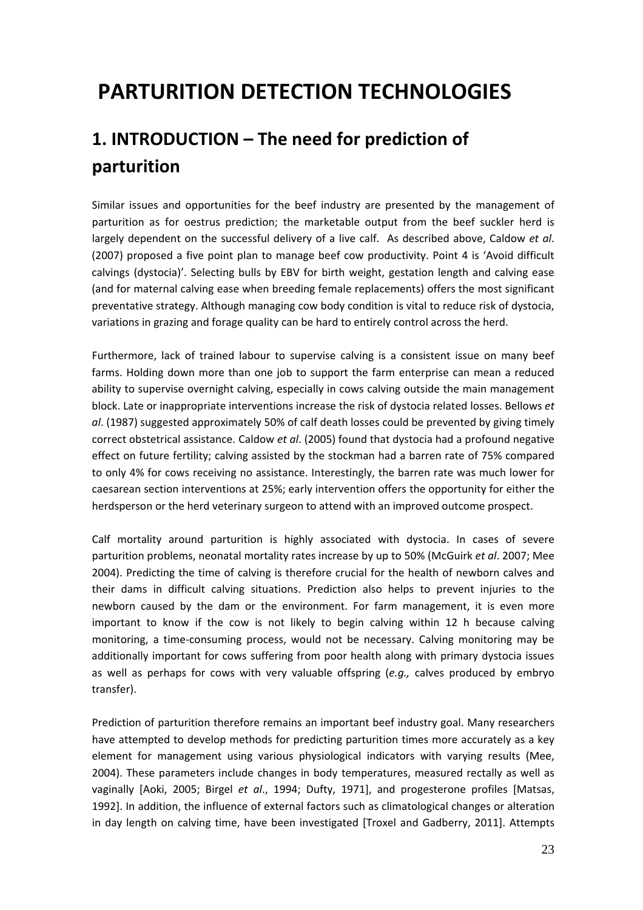# PARTURITION DETECTION TECHNOLOGIES

## 1. INTRODUCTION – The need for prediction of parturition

Similar issues and opportunities for the beef industry are presented by the management of parturition as for oestrus prediction; the marketable output from the beef suckler herd is largely dependent on the successful delivery of a live calf. As described above, Caldow *et al*. (2007) proposed a five point plan to manage beef cow productivity. Point 4 is 'Avoid difficult calvings (dystocia)'. Selecting bulls by EBV for birth weight, gestation length and calving ease (and for maternal calving ease when breeding female replacements) offers the most significant preventative strategy. Although managing cow body condition is vital to reduce risk of dystocia, variations in grazing and forage quality can be hard to entirely control across the herd.

Furthermore, lack of trained labour to supervise calving is a consistent issue on many beef farms. Holding down more than one job to support the farm enterprise can mean a reduced ability to supervise overnight calving, especially in cows calving outside the main management block. Late or inappropriate interventions increase the risk of dystocia related losses. Bellows *et al*. (1987) suggested approximately 50% of calf death losses could be prevented by giving timely correct obstetrical assistance. Caldow *et al*. (2005) found that dystocia had a profound negative effect on future fertility; calving assisted by the stockman had a barren rate of 75% compared to only 4% for cows receiving no assistance. Interestingly, the barren rate was much lower for caesarean section interventions at 25%; early intervention offers the opportunity for either the herdsperson or the herd veterinary surgeon to attend with an improved outcome prospect.

Calf mortality around parturition is highly associated with dystocia. In cases of severe parturition problems, neonatal mortality rates increase by up to 50% (McGuirk *et al*. 2007; Mee 2004). Predicting the time of calving is therefore crucial for the health of newborn calves and their dams in difficult calving situations. Prediction also helps to prevent injuries to the newborn caused by the dam or the environment. For farm management, it is even more important to know if the cow is not likely to begin calving within 12 h because calving monitoring, a time-consuming process, would not be necessary. Calving monitoring may be additionally important for cows suffering from poor health along with primary dystocia issues as well as perhaps for cows with very valuable offspring (*e.g.,* calves produced by embryo transfer).

Prediction of parturition therefore remains an important beef industry goal. Many researchers have attempted to develop methods for predicting parturition times more accurately as a key element for management using various physiological indicators with varying results (Mee, 2004). These parameters include changes in body temperatures, measured rectally as well as vaginally [Aoki, 2005; Birgel *et al*., 1994; Dufty, 1971], and progesterone profiles [Matsas, 1992]. In addition, the influence of external factors such as climatological changes or alteration in day length on calving time, have been investigated [Troxel and Gadberry, 2011]. Attempts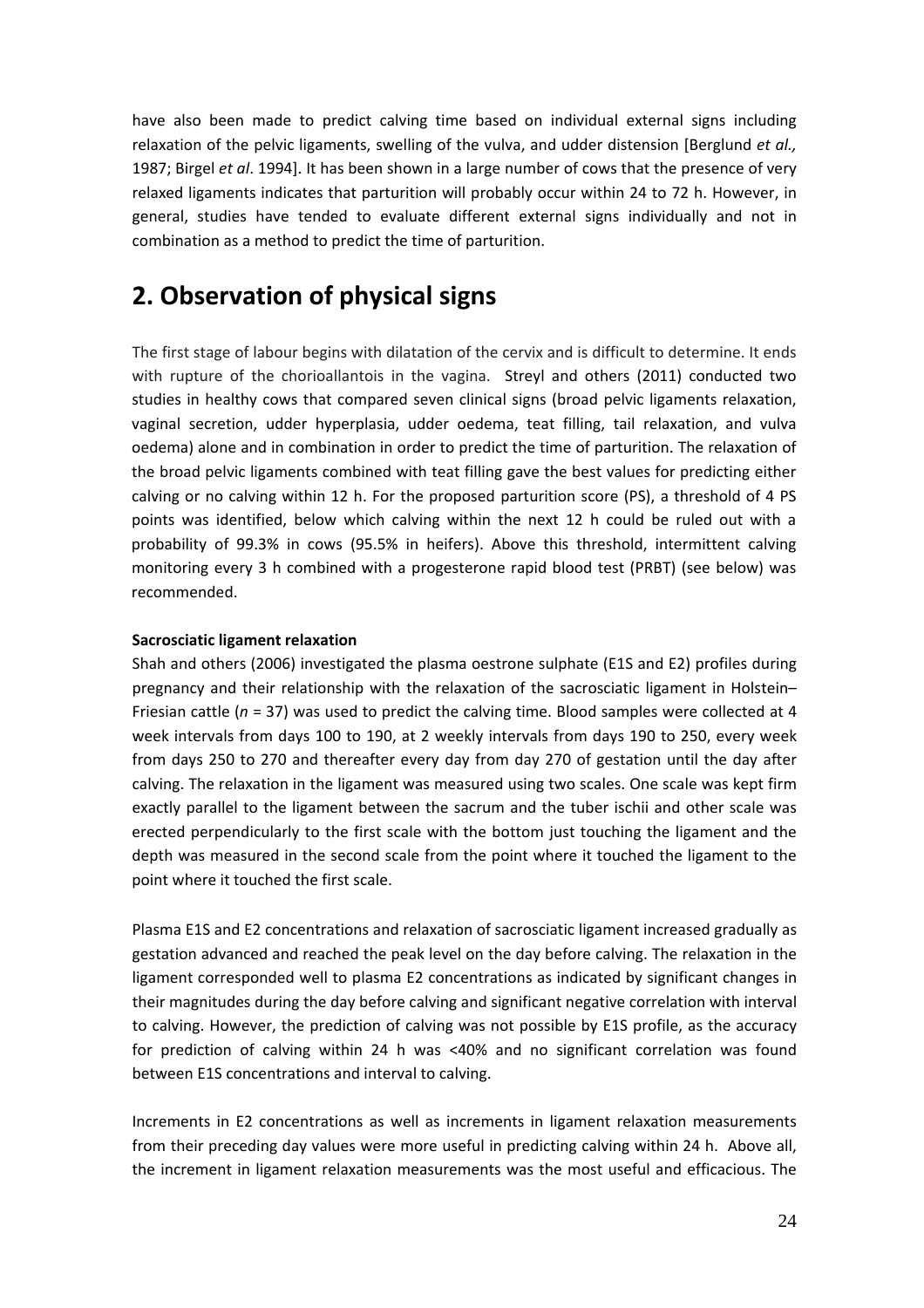have also been made to predict calving time based on individual external signs including relaxation of the pelvic ligaments, swelling of the vulva, and udder distension [Berglund *et al.,* 1987; Birgel *et al*. 1994]. It has been shown in a large number of cows that the presence of very relaxed ligaments indicates that parturition will probably occur within 24 to 72 h. However, in general, studies have tended to evaluate different external signs individually and not in combination as a method to predict the time of parturition.

# 2. Observation of physical signs

The first stage of labour begins with dilatation of the cervix and is difficult to determine. It ends with rupture of the chorioallantois in the vagina. Streyl and others (2011) conducted two studies in healthy cows that compared seven clinical signs (broad pelvic ligaments relaxation, vaginal secretion, udder hyperplasia, udder oedema, teat filling, tail relaxation, and vulva oedema) alone and in combination in order to predict the time of parturition. The relaxation of the broad pelvic ligaments combined with teat filling gave the best values for predicting either calving or no calving within 12 h. For the proposed parturition score (PS), a threshold of 4 PS points was identified, below which calving within the next 12 h could be ruled out with a probability of 99.3% in cows (95.5% in heifers). Above this threshold, intermittent calving monitoring every 3 h combined with a progesterone rapid blood test (PRBT) (see below) was recommended.

**Sacrosciatic ligament relaxation**

Shah and others (2006) investigated the plasma oestrone sulphate (E1S and E2) profiles during pregnancy and their relationship with the relaxation of the sacrosciatic ligament in Holstein–Friesian cattle (*n* = 37) was used to predict the calving time. Blood samples were collected at 4 week intervals from days 100 to 190, at 2 weekly intervals from days 190 to 250, every week from days 250 to 270 and thereafter every day from day 270 of gestation until the day after calving. The relaxation in the ligament was measured using two scales. One scale was kept firm exactly parallel to the ligament between the sacrum and the tuber ischii and other scale was erected perpendicularly to the first scale with the bottom just touching the ligament and the depth was measured in the second scale from the point where it touched the ligament to the point where it touched the first scale.

Plasma E1S and E2 concentrations and relaxation of sacrosciatic ligament increased gradually as gestation advanced and reached the peak level on the day before calving. The relaxation in the ligament corresponded well to plasma E2 concentrations as indicated by significant changes in their magnitudes during the day before calving and significant negative correlation with interval to calving. However, the prediction of calving was not possible by E1S profile, as the accuracy for prediction of calving within 24 h was <40% and no significant correlation was found between E1S concentrations and interval to calving.

Increments in E2 concentrations as well as increments in ligament relaxation measurements from their preceding day values were more useful in predicting calving within 24 h. Above all, the increment in ligament relaxation measurements was the most useful and efficacious. The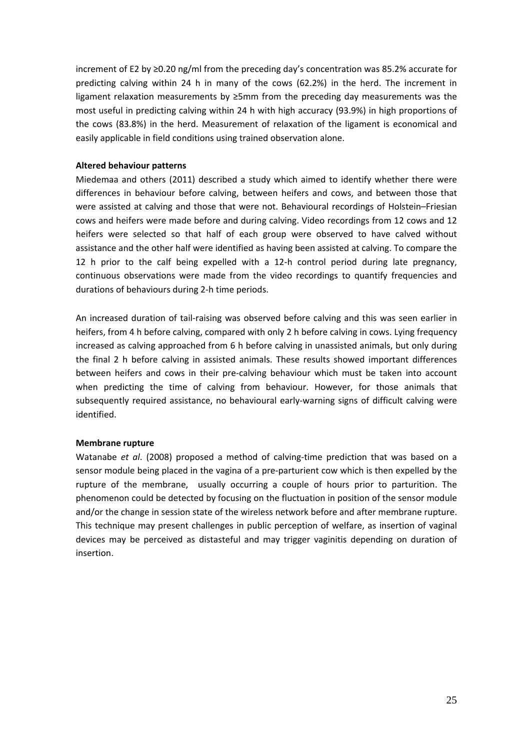increment of E2 by ≥0.20 ng/ml from the preceding day's concentration was 85.2% accurate for predicting calving within 24 h in many of the cows (62.2%) in the herd. The increment in ligament relaxation measurements by ≥5mm from the preceding day measurements was the most useful in predicting calving within 24 h with high accuracy (93.9%) in high proportions of the cows (83.8%) in the herd. Measurement of relaxation of the ligament is economical and easily applicable in field conditions using trained observation alone.

**Altered behaviour patterns**

Miedemaa and others (2011) described a study which aimed to identify whether there were differences in behaviour before calving, between heifers and cows, and between those that were assisted at calving and those that were not. Behavioural recordings of Holstein–Friesian cows and heifers were made before and during calving. Video recordings from 12 cows and 12 heifers were selected so that half of each group were observed to have calved without assistance and the other half were identified as having been assisted at calving. To compare the 12 h prior to the calf being expelled with a 12-h control period during late pregnancy, continuous observations were made from the video recordings to quantify frequencies and durations of behaviours during 2-h time periods.

An increased duration of tail-raising was observed before calving and this was seen earlier in heifers, from 4 h before calving, compared with only 2 h before calving in cows. Lying frequency increased as calving approached from 6 h before calving in unassisted animals, but only during the final 2 h before calving in assisted animals. These results showed important differences between heifers and cows in their pre-calving behaviour which must be taken into account when predicting the time of calving from behaviour. However, for those animals that subsequently required assistance, no behavioural early-warning signs of difficult calving were identified.

**Membrane rupture**

Watanabe *et al*. (2008) proposed a method of calving-time prediction that was based on a sensor module being placed in the vagina of a pre-parturient cow which is then expelled by the rupture of the membrane, usually occurring a couple of hours prior to parturition. The phenomenon could be detected by focusing on the fluctuation in position of the sensor module and/or the change in session state of the wireless network before and after membrane rupture. This technique may present challenges in public perception of welfare, as insertion of vaginal devices may be perceived as distasteful and may trigger vaginitis depending on duration of insertion.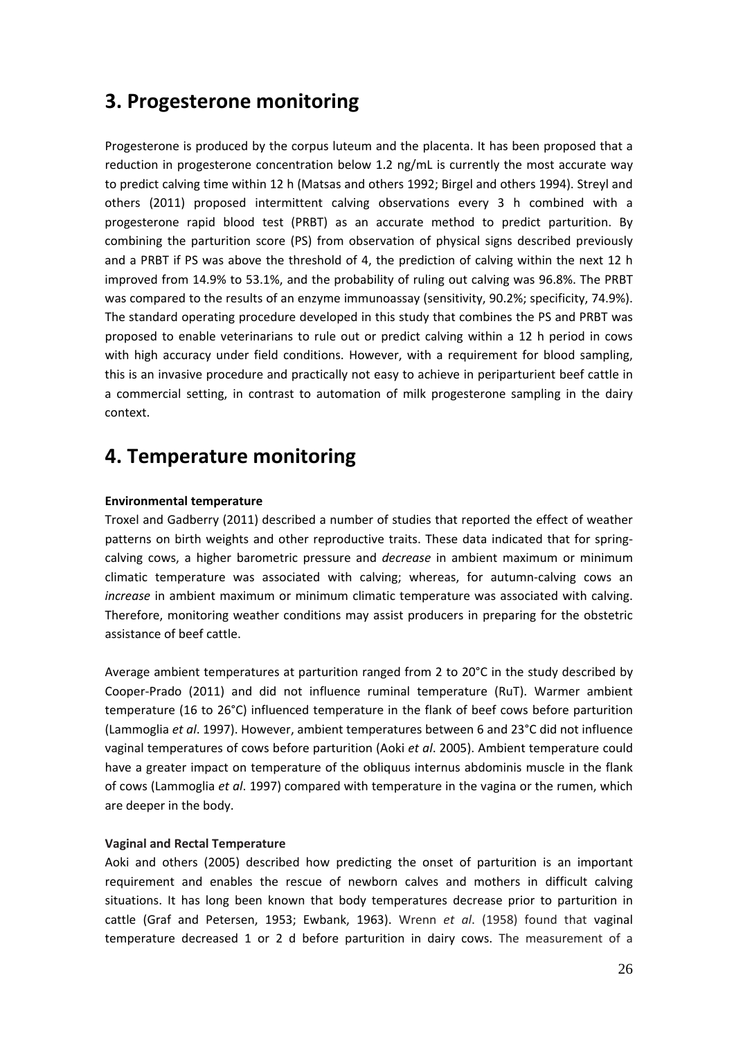## 3. Progesterone monitoring

Progesterone is produced by the corpus luteum and the placenta. It has been proposed that a reduction in progesterone concentration below 1.2 ng/mL is currently the most accurate way to predict calving time within 12 h (Matsas and others 1992; Birgel and others 1994). Streyl and others (2011) proposed intermittent calving observations every 3 h combined with a progesterone rapid blood test (PRBT) as an accurate method to predict parturition. By combining the parturition score (PS) from observation of physical signs described previously and a PRBT if PS was above the threshold of 4, the prediction of calving within the next 12 h improved from 14.9% to 53.1%, and the probability of ruling out calving was 96.8%. The PRBT was compared to the results of an enzyme immunoassay (sensitivity, 90.2%; specificity, 74.9%). The standard operating procedure developed in this study that combines the PS and PRBT was proposed to enable veterinarians to rule out or predict calving within a 12 h period in cows with high accuracy under field conditions. However, with a requirement for blood sampling, this is an invasive procedure and practically not easy to achieve in periparturient beef cattle in a commercial setting, in contrast to automation of milk progesterone sampling in the dairy context.

## 4. Temperature monitoring

**Environmental temperature**

Troxel and Gadberry (2011) described a number of studies that reported the effect of weather patterns on birth weights and other reproductive traits. These data indicated that for spring-calving cows, a higher barometric pressure and *decrease* in ambient maximum or minimum climatic temperature was associated with calving; whereas, for autumn-calving cows an *increase* in ambient maximum or minimum climatic temperature was associated with calving. Therefore, monitoring weather conditions may assist producers in preparing for the obstetric assistance of beef cattle.

Average ambient temperatures at parturition ranged from 2 to 20°C in the study described by Cooper-Prado (2011) and did not influence ruminal temperature (RuT). Warmer ambient temperature (16 to 26°C) influenced temperature in the flank of beef cows before parturition (Lammoglia *et al*. 1997). However, ambient temperatures between 6 and 23°C did not influence vaginal temperatures of cows before parturition (Aoki *et al*. 2005). Ambient temperature could have a greater impact on temperature of the obliquus internus abdominis muscle in the flank of cows (Lammoglia *et al*. 1997) compared with temperature in the vagina or the rumen, which are deeper in the body.

**Vaginal and Rectal Temperature**

Aoki and others (2005) described how predicting the onset of parturition is an important requirement and enables the rescue of newborn calves and mothers in difficult calving situations. It has long been known that body temperatures decrease prior to parturition in cattle (Graf and Petersen, 1953; Ewbank, 1963). Wrenn *et al*. (1958) found that vaginal temperature decreased 1 or 2 d before parturition in dairy cows. The measurement of a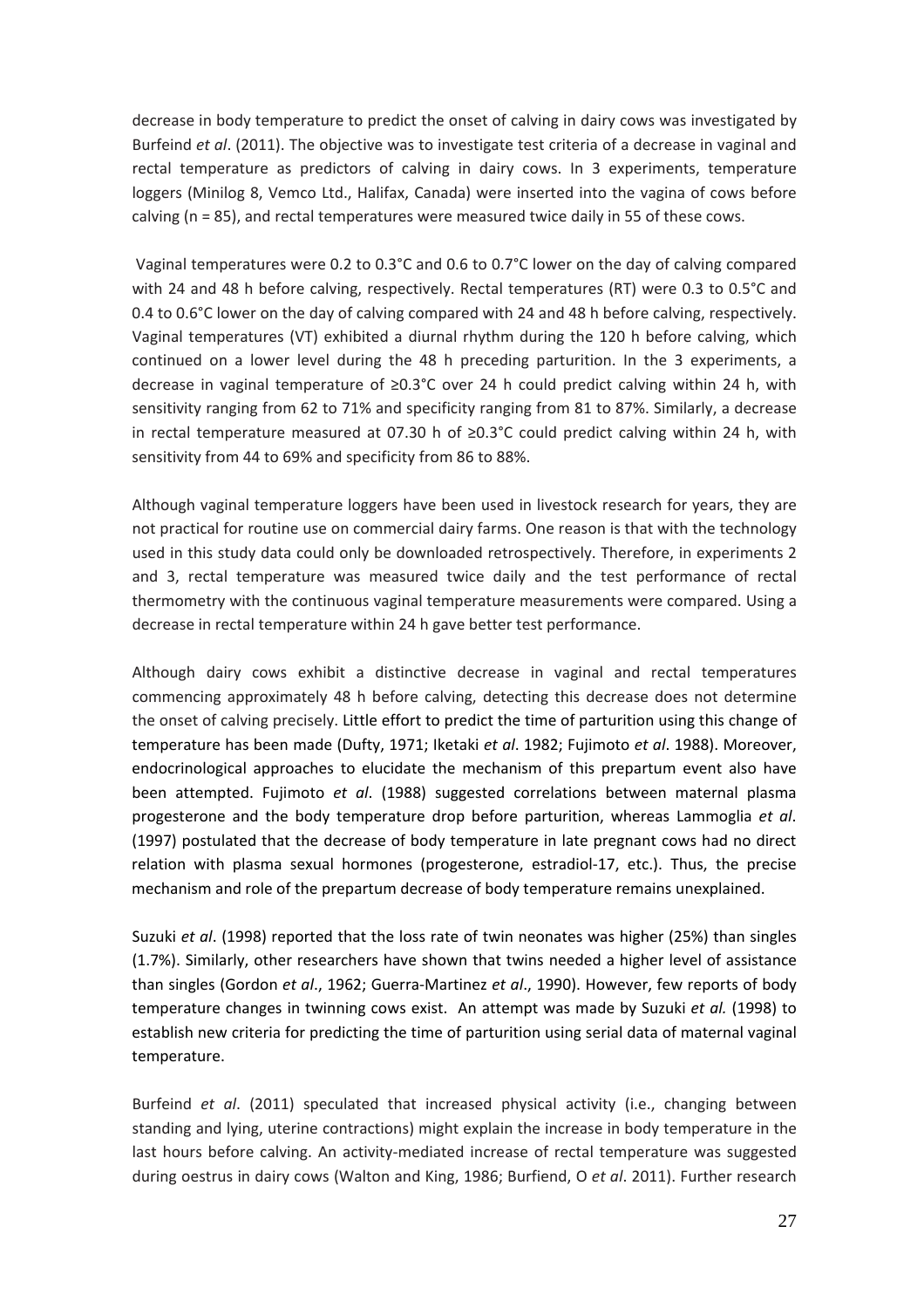decrease in body temperature to predict the onset of calving in dairy cows was investigated by Burfeind *et al*. (2011). The objective was to investigate test criteria of a decrease in vaginal and rectal temperature as predictors of calving in dairy cows. In 3 experiments, temperature loggers (Minilog 8, Vemco Ltd., Halifax, Canada) were inserted into the vagina of cows before calving (n = 85), and rectal temperatures were measured twice daily in 55 of these cows.

Vaginal temperatures were 0.2 to 0.3°C and 0.6 to 0.7°C lower on the day of calving compared with 24 and 48 h before calving, respectively. Rectal temperatures (RT) were 0.3 to 0.5°C and 0.4 to 0.6°C lower on the day of calving compared with 24 and 48 h before calving, respectively. Vaginal temperatures (VT) exhibited a diurnal rhythm during the 120 h before calving, which continued on a lower level during the 48 h preceding parturition. In the 3 experiments, a decrease in vaginal temperature of ≥0.3°C over 24 h could predict calving within 24 h, with sensitivity ranging from 62 to 71% and specificity ranging from 81 to 87%. Similarly, a decrease in rectal temperature measured at 07.30 h of ≥0.3°C could predict calving within 24 h, with sensitivity from 44 to 69% and specificity from 86 to 88%.

Although vaginal temperature loggers have been used in livestock research for years, they are not practical for routine use on commercial dairy farms. One reason is that with the technology used in this study data could only be downloaded retrospectively. Therefore, in experiments 2 and 3, rectal temperature was measured twice daily and the test performance of rectal thermometry with the continuous vaginal temperature measurements were compared. Using a decrease in rectal temperature within 24 h gave better test performance.

Although dairy cows exhibit a distinctive decrease in vaginal and rectal temperatures commencing approximately 48 h before calving, detecting this decrease does not determine the onset of calving precisely. Little effort to predict the time of parturition using this change of temperature has been made (Dufty, 1971; Iketaki *et al*. 1982; Fujimoto *et al*. 1988). Moreover, endocrinological approaches to elucidate the mechanism of this prepartum event also have been attempted. Fujimoto *et al*. (1988) suggested correlations between maternal plasma progesterone and the body temperature drop before parturition, whereas Lammoglia *et al*. (1997) postulated that the decrease of body temperature in late pregnant cows had no direct relation with plasma sexual hormones (progesterone, estradiol-17, etc.). Thus, the precise mechanism and role of the prepartum decrease of body temperature remains unexplained.

Suzuki *et al*. (1998) reported that the loss rate of twin neonates was higher (25%) than singles (1.7%). Similarly, other researchers have shown that twins needed a higher level of assistance than singles (Gordon *et al*., 1962; Guerra-Martinez *et al*., 1990). However, few reports of body temperature changes in twinning cows exist. An attempt was made by Suzuki *et al.* (1998) to establish new criteria for predicting the time of parturition using serial data of maternal vaginal temperature.

Burfeind *et al*. (2011) speculated that increased physical activity (i.e., changing between standing and lying, uterine contractions) might explain the increase in body temperature in the last hours before calving. An activity-mediated increase of rectal temperature was suggested during oestrus in dairy cows (Walton and King, 1986; Burfiend, O *et al*. 2011). Further research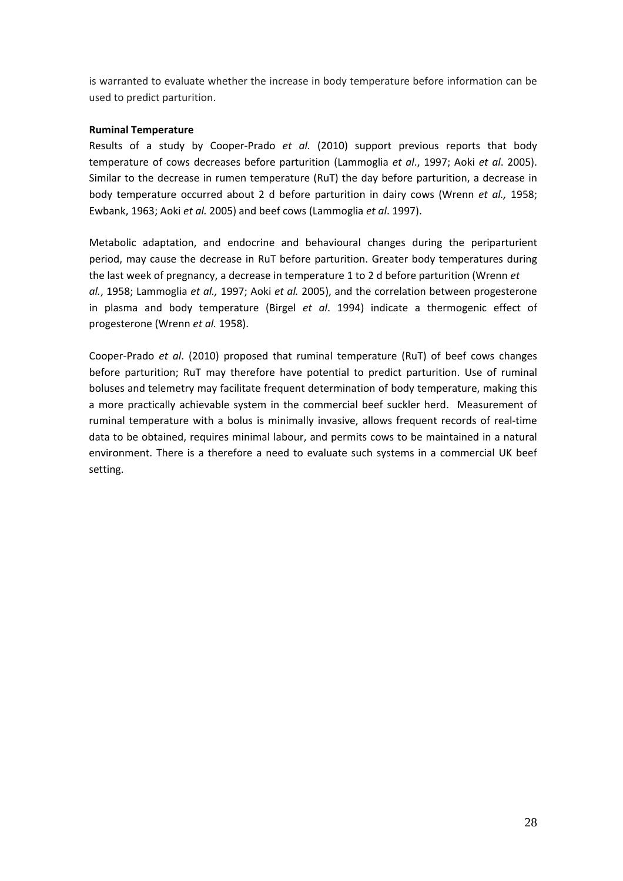is warranted to evaluate whether the increase in body temperature before information can be used to predict parturition.

**Ruminal Temperature**

Results of a study by Cooper-Prado *et al.* (2010) support previous reports that body temperature of cows decreases before parturition (Lammoglia *et al*., 1997; Aoki *et al*. 2005). Similar to the decrease in rumen temperature (RuT) the day before parturition, a decrease in body temperature occurred about 2 d before parturition in dairy cows (Wrenn *et al.,* 1958; Ewbank, 1963; Aoki *et al.* 2005) and beef cows (Lammoglia *et al*. 1997).

Metabolic adaptation, and endocrine and behavioural changes during the periparturient period, may cause the decrease in RuT before parturition. Greater body temperatures during the last week of pregnancy, a decrease in temperature 1 to 2 d before parturition (Wrenn *et al.*, 1958; Lammoglia *et al.,* 1997; Aoki *et al.* 2005), and the correlation between progesterone in plasma and body temperature (Birgel *et al*. 1994) indicate a thermogenic effect of progesterone (Wrenn *et al.* 1958).

Cooper-Prado *et al*. (2010) proposed that ruminal temperature (RuT) of beef cows changes before parturition; RuT may therefore have potential to predict parturition. Use of ruminal boluses and telemetry may facilitate frequent determination of body temperature, making this a more practically achievable system in the commercial beef suckler herd. Measurement of ruminal temperature with a bolus is minimally invasive, allows frequent records of real-time data to be obtained, requires minimal labour, and permits cows to be maintained in a natural environment. There is a therefore a need to evaluate such systems in a commercial UK beef setting.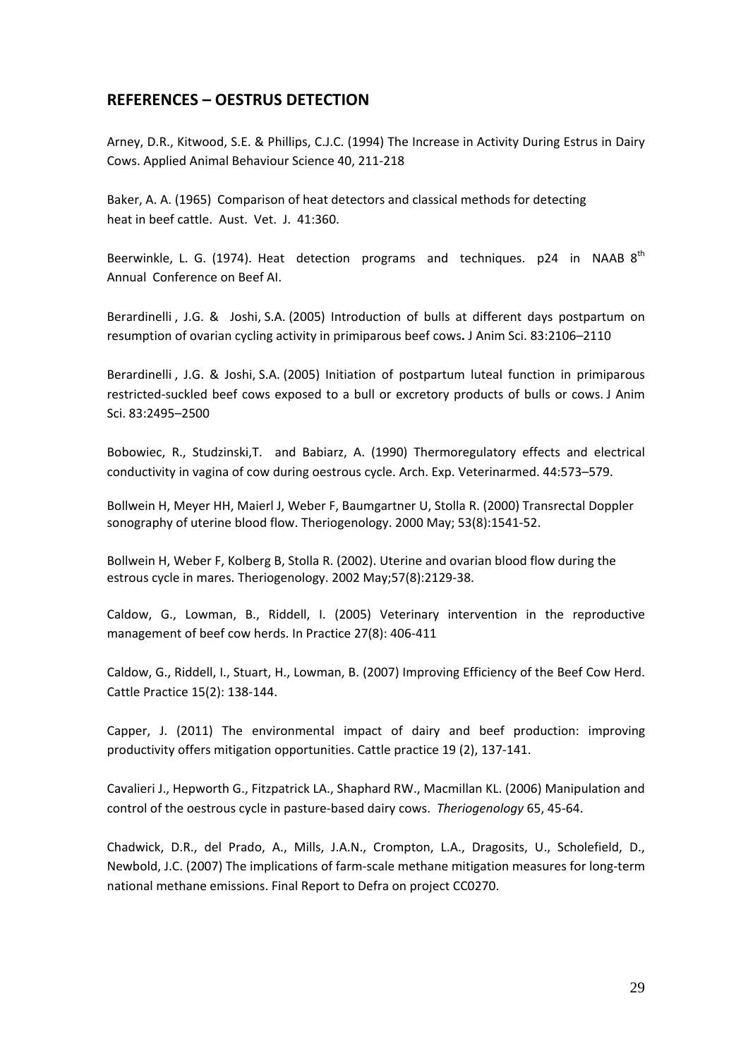## REFERENCES – OESTRUS DETECTION

Arney, D.R., Kitwood, S.E. & Phillips, C.J.C. (1994) The Increase in Activity During Estrus in Dairy Cows. Applied Animal Behaviour Science 40, 211-218

Baker, A. A. (1965) Comparison of heat detectors and classical methods for detecting heat in beef cattle. Aust. Vet. J. 41:360.

Beerwinkle, L. G. (1974). Heat detection programs and techniques. p24 in NAAB 8th Annual Conference on Beef AI.

Berardinelli , J.G. & Joshi, S.A. (2005) Introduction of bulls at different days postpartum on resumption of ovarian cycling activity in primiparous beef cows**.** J Anim Sci. 83:2106–2110

Berardinelli , J.G. & Joshi, S.A. (2005) Initiation of postpartum luteal function in primiparous restricted-suckled beef cows exposed to a bull or excretory products of bulls or cows. J Anim Sci. 83:2495–2500

Bobowiec, R., Studzinski,T. and Babiarz, A. (1990) Thermoregulatory effects and electrical conductivity in vagina of cow during oestrous cycle. Arch. Exp. Veterinarmed. 44:573–579.

Bollwein H, Meyer HH, Maierl J, Weber F, Baumgartner U, Stolla R. (2000) Transrectal Doppler sonography of uterine blood flow. Theriogenology. 2000 May; 53(8):1541-52.

Bollwein H, Weber F, Kolberg B, Stolla R. (2002). Uterine and ovarian blood flow during the estrous cycle in mares. Theriogenology. 2002 May;57(8):2129-38.

Caldow, G., Lowman, B., Riddell, I. (2005) Veterinary intervention in the reproductive management of beef cow herds. In Practice 27(8): 406-411

Caldow, G., Riddell, I., Stuart, H., Lowman, B. (2007) Improving Efficiency of the Beef Cow Herd. Cattle Practice 15(2): 138-144.

Capper, J. (2011) The environmental impact of dairy and beef production: improving productivity offers mitigation opportunities. Cattle practice 19 (2), 137-141.

Cavalieri J., Hepworth G., Fitzpatrick LA., Shaphard RW., Macmillan KL. (2006) Manipulation and control of the oestrous cycle in pasture-based dairy cows. *Theriogenology* 65, 45-64.

Chadwick, D.R., del Prado, A., Mills, J.A.N., Crompton, L.A., Dragosits, U., Scholefield, D., Newbold, J.C. (2007) The implications of farm-scale methane mitigation measures for long-term national methane emissions. Final Report to Defra on project CC0270.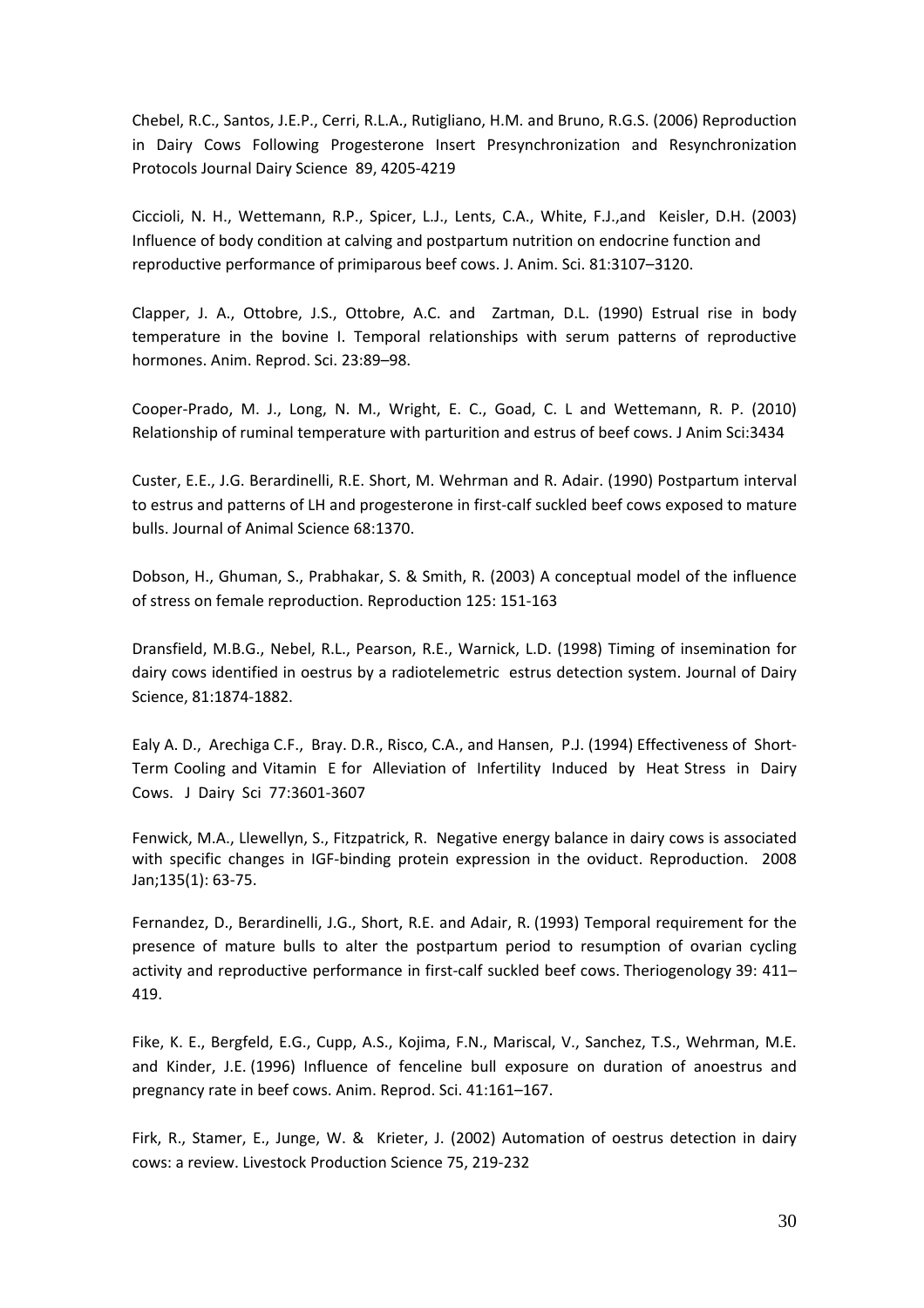Chebel, R.C., Santos, J.E.P., Cerri, R.L.A., Rutigliano, H.M. and Bruno, R.G.S. (2006) Reproduction in Dairy Cows Following Progesterone Insert Presynchronization and Resynchronization Protocols Journal Dairy Science 89, 4205-4219

Ciccioli, N. H., Wettemann, R.P., Spicer, L.J., Lents, C.A., White, F.J.,and Keisler, D.H. (2003) Influence of body condition at calving and postpartum nutrition on endocrine function and reproductive performance of primiparous beef cows. J. Anim. Sci. 81:3107–3120.

Clapper, J. A., Ottobre, J.S., Ottobre, A.C. and Zartman, D.L. (1990) Estrual rise in body temperature in the bovine I. Temporal relationships with serum patterns of reproductive hormones. Anim. Reprod. Sci. 23:89–98.

Cooper-Prado, M. J., Long, N. M., Wright, E. C., Goad, C. L and Wettemann, R. P. (2010) Relationship of ruminal temperature with parturition and estrus of beef cows. J Anim Sci:3434

Custer, E.E., J.G. Berardinelli, R.E. Short, M. Wehrman and R. Adair. (1990) Postpartum interval to estrus and patterns of LH and progesterone in first-calf suckled beef cows exposed to mature bulls. Journal of Animal Science 68:1370.

Dobson, H., Ghuman, S., Prabhakar, S. & Smith, R. (2003) A conceptual model of the influence of stress on female reproduction. Reproduction 125: 151-163

Dransfield, M.B.G., Nebel, R.L., Pearson, R.E., Warnick, L.D. (1998) Timing of insemination for dairy cows identified in oestrus by a radiotelemetric estrus detection system. Journal of Dairy Science, 81:1874-1882.

Ealy A. D., Arechiga C.F., Bray. D.R., Risco, C.A., and Hansen, P.J. (1994) Effectiveness of Short-Term Cooling and Vitamin E for Alleviation of Infertility Induced by Heat Stress in Dairy Cows. J Dairy Sci 77:3601-3607

Fenwick, M.A., Llewellyn, S., Fitzpatrick, R. Negative energy balance in dairy cows is associated with specific changes in IGF-binding protein expression in the oviduct. Reproduction. 2008 Jan;135(1): 63-75.

Fernandez, D., Berardinelli, J.G., Short, R.E. and Adair, R. (1993) Temporal requirement for the presence of mature bulls to alter the postpartum period to resumption of ovarian cycling activity and reproductive performance in first-calf suckled beef cows. Theriogenology 39: 411–419.

Fike, K. E., Bergfeld, E.G., Cupp, A.S., Kojima, F.N., Mariscal, V., Sanchez, T.S., Wehrman, M.E. and Kinder, J.E. (1996) Influence of fenceline bull exposure on duration of anoestrus and pregnancy rate in beef cows. Anim. Reprod. Sci. 41:161–167.

Firk, R., Stamer, E., Junge, W. & Krieter, J. (2002) Automation of oestrus detection in dairy cows: a review. Livestock Production Science 75, 219-232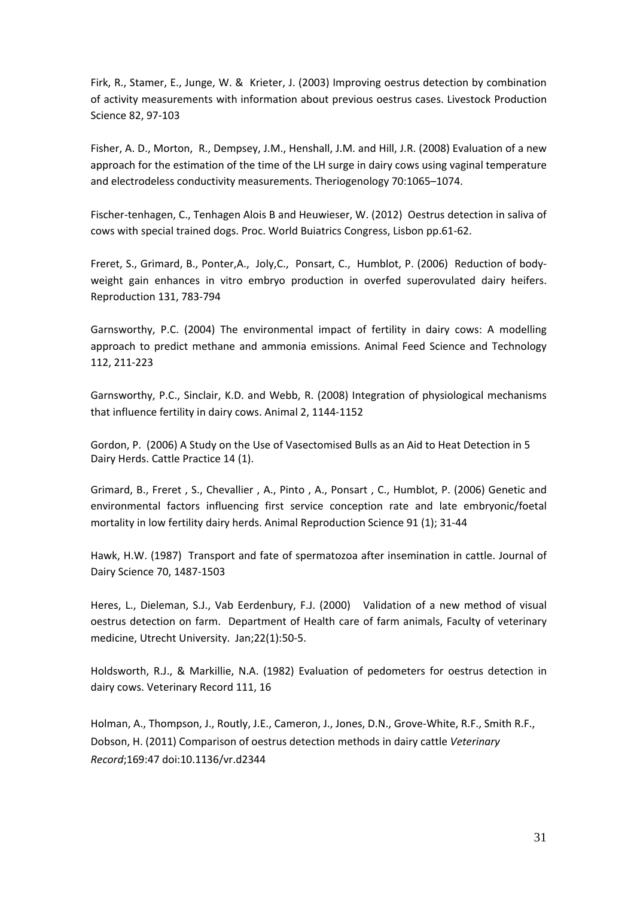Firk, R., Stamer, E., Junge, W. & Krieter, J. (2003) Improving oestrus detection by combination of activity measurements with information about previous oestrus cases. Livestock Production Science 82, 97-103

Fisher, A. D., Morton, R., Dempsey, J.M., Henshall, J.M. and Hill, J.R. (2008) Evaluation of a new approach for the estimation of the time of the LH surge in dairy cows using vaginal temperature and electrodeless conductivity measurements. Theriogenology 70:1065–1074.

Fischer-tenhagen, C., Tenhagen Alois B and Heuwieser, W. (2012) Oestrus detection in saliva of cows with special trained dogs. Proc. World Buiatrics Congress, Lisbon pp.61-62.

Freret, S., Grimard, B., Ponter,A., Joly,C., Ponsart, C., Humblot, P. (2006) Reduction of body-weight gain enhances in vitro embryo production in overfed superovulated dairy heifers. Reproduction 131, 783-794

Garnsworthy, P.C. (2004) The environmental impact of fertility in dairy cows: A modelling approach to predict methane and ammonia emissions. Animal Feed Science and Technology 112, 211-223

Garnsworthy, P.C., Sinclair, K.D. and Webb, R. (2008) Integration of physiological mechanisms that influence fertility in dairy cows. Animal 2, 1144-1152

Gordon, P. (2006) A Study on the Use of Vasectomised Bulls as an Aid to Heat Detection in 5 Dairy Herds. Cattle Practice 14 (1).

Grimard, B., Freret , S., Chevallier , A., Pinto , A., Ponsart , C., Humblot, P. (2006) Genetic and environmental factors influencing first service conception rate and late embryonic/foetal mortality in low fertility dairy herds. Animal Reproduction Science 91 (1); 31-44

Hawk, H.W. (1987) Transport and fate of spermatozoa after insemination in cattle. Journal of Dairy Science 70, 1487-1503

Heres, L., Dieleman, S.J., Vab Eerdenbury, F.J. (2000) Validation of a new method of visual oestrus detection on farm. Department of Health care of farm animals, Faculty of veterinary medicine, Utrecht University. Jan;22(1):50-5.

Holdsworth, R.J., & Markillie, N.A. (1982) Evaluation of pedometers for oestrus detection in dairy cows. Veterinary Record 111, 16

Holman, A., Thompson, J., Routly, J.E., Cameron, J., Jones, D.N., Grove-White, R.F., Smith R.F., Dobson, H. (2011) Comparison of oestrus detection methods in dairy cattle *Veterinary Record*;169:47 doi:10.1136/vr.d2344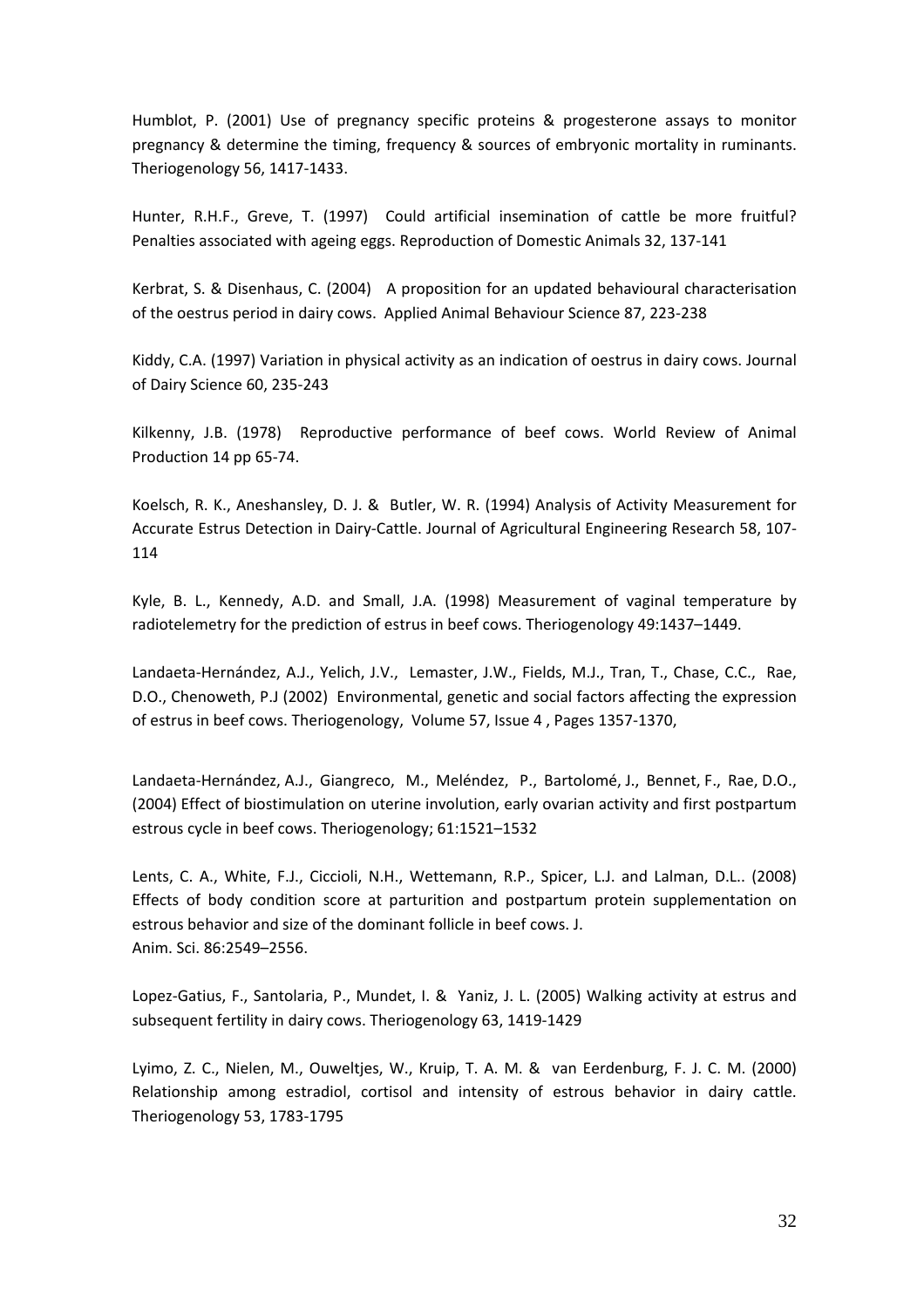Humblot, P. (2001) Use of pregnancy specific proteins & progesterone assays to monitor pregnancy & determine the timing, frequency & sources of embryonic mortality in ruminants. Theriogenology 56, 1417-1433.

Hunter, R.H.F., Greve, T. (1997) Could artificial insemination of cattle be more fruitful? Penalties associated with ageing eggs. Reproduction of Domestic Animals 32, 137-141

Kerbrat, S. & Disenhaus, C. (2004) A proposition for an updated behavioural characterisation of the oestrus period in dairy cows. Applied Animal Behaviour Science 87, 223-238

Kiddy, C.A. (1997) Variation in physical activity as an indication of oestrus in dairy cows. Journal of Dairy Science 60, 235-243

Kilkenny, J.B. (1978) Reproductive performance of beef cows. World Review of Animal Production 14 pp 65-74.

Koelsch, R. K., Aneshansley, D. J. & Butler, W. R. (1994) Analysis of Activity Measurement for Accurate Estrus Detection in Dairy-Cattle. Journal of Agricultural Engineering Research 58, 107-114

Kyle, B. L., Kennedy, A.D. and Small, J.A. (1998) Measurement of vaginal temperature by radiotelemetry for the prediction of estrus in beef cows. Theriogenology 49:1437–1449.

Landaeta-Hernández, A.J., Yelich, J.V., Lemaster, J.W., Fields, M.J., Tran, T., Chase, C.C., Rae, D.O., Chenoweth, P.J (2002) Environmental, genetic and social factors affecting the expression of estrus in beef cows. Theriogenology, Volume 57, Issue 4 , Pages 1357-1370,

Landaeta-Hernández, A.J., Giangreco, M., Meléndez, P., Bartolomé, J., Bennet, F., Rae, D.O., (2004) Effect of biostimulation on uterine involution, early ovarian activity and first postpartum estrous cycle in beef cows. Theriogenology; 61:1521–1532

Lents, C. A., White, F.J., Ciccioli, N.H., Wettemann, R.P., Spicer, L.J. and Lalman, D.L.. (2008) Effects of body condition score at parturition and postpartum protein supplementation on estrous behavior and size of the dominant follicle in beef cows. J. Anim. Sci. 86:2549–2556.

Lopez-Gatius, F., Santolaria, P., Mundet, I. & Yaniz, J. L. (2005) Walking activity at estrus and subsequent fertility in dairy cows. Theriogenology 63, 1419-1429

Lyimo, Z. C., Nielen, M., Ouweltjes, W., Kruip, T. A. M. & van Eerdenburg, F. J. C. M. (2000) Relationship among estradiol, cortisol and intensity of estrous behavior in dairy cattle. Theriogenology 53, 1783-1795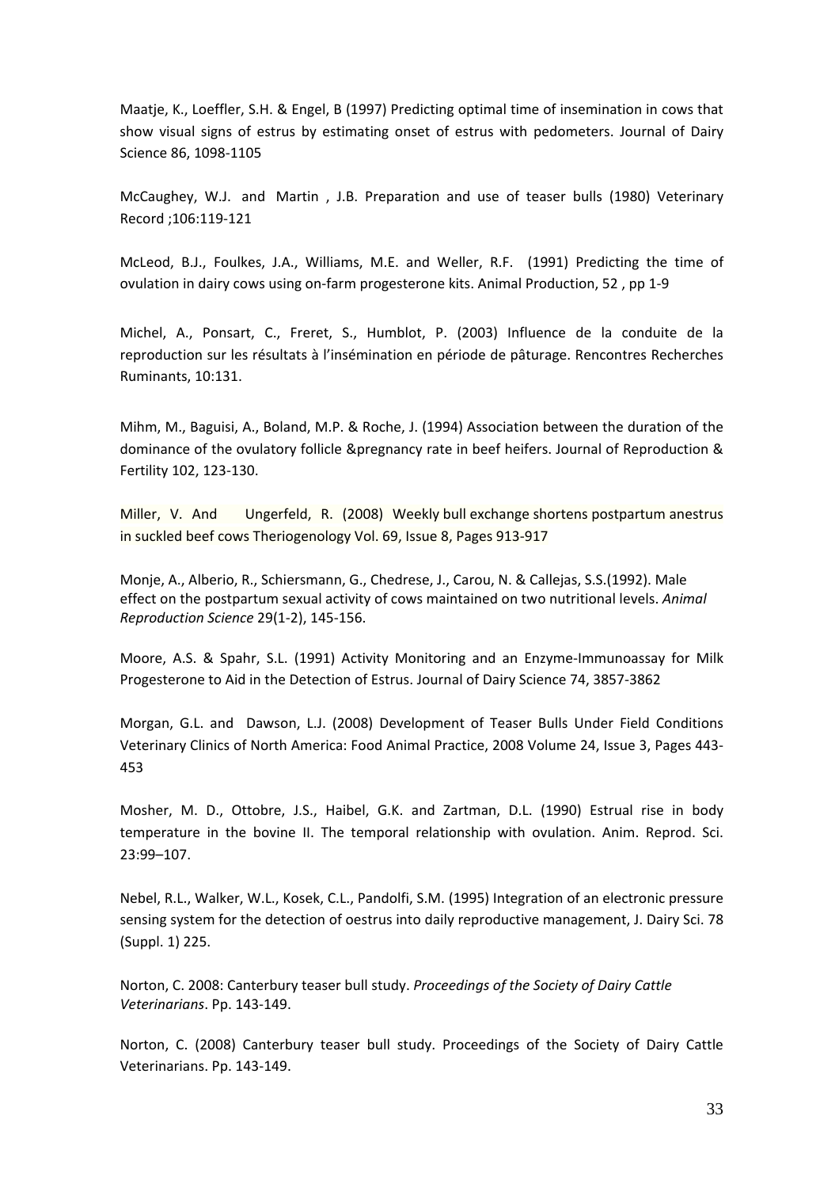Maatje, K., Loeffler, S.H. & Engel, B (1997) Predicting optimal time of insemination in cows that show visual signs of estrus by estimating onset of estrus with pedometers. Journal of Dairy Science 86, 1098-1105

McCaughey, W.J. and Martin , J.B. Preparation and use of teaser bulls (1980) Veterinary Record ;106:119-121

McLeod, B.J., Foulkes, J.A., Williams, M.E. and Weller, R.F. (1991) Predicting the time of ovulation in dairy cows using on-farm progesterone kits. Animal Production, 52 , pp 1-9

Michel, A., Ponsart, C., Freret, S., Humblot, P. (2003) Influence de la conduite de la reproduction sur les résultats à l'insémination en période de pâturage. Rencontres Recherches Ruminants, 10:131.

Mihm, M., Baguisi, A., Boland, M.P. & Roche, J. (1994) Association between the duration of the dominance of the ovulatory follicle &pregnancy rate in beef heifers. Journal of Reproduction & Fertility 102, 123-130.

Miller, V. And Ungerfeld, R. (2008) Weekly bull exchange shortens postpartum anestrus in suckled beef cows Theriogenology Vol. 69, Issue 8, Pages 913-917

Monje, A., Alberio, R., Schiersmann, G., Chedrese, J., Carou, N. & Callejas, S.S.(1992). Male effect on the postpartum sexual activity of cows maintained on two nutritional levels. *Animal Reproduction Science* 29(1-2), 145-156.

Moore, A.S. & Spahr, S.L. (1991) Activity Monitoring and an Enzyme-Immunoassay for Milk Progesterone to Aid in the Detection of Estrus. Journal of Dairy Science 74, 3857-3862

Morgan, G.L. and Dawson, L.J. (2008) Development of Teaser Bulls Under Field Conditions Veterinary Clinics of North America: Food Animal Practice, 2008 Volume 24, Issue 3, Pages 443-453

Mosher, M. D., Ottobre, J.S., Haibel, G.K. and Zartman, D.L. (1990) Estrual rise in body temperature in the bovine II. The temporal relationship with ovulation. Anim. Reprod. Sci. 23:99–107.

Nebel, R.L., Walker, W.L., Kosek, C.L., Pandolfi, S.M. (1995) Integration of an electronic pressure sensing system for the detection of oestrus into daily reproductive management, J. Dairy Sci. 78 (Suppl. 1) 225.

Norton, C. 2008: Canterbury teaser bull study. *Proceedings of the Society of Dairy Cattle Veterinarians*. Pp. 143-149.

Norton, C. (2008) Canterbury teaser bull study. Proceedings of the Society of Dairy Cattle Veterinarians. Pp. 143-149.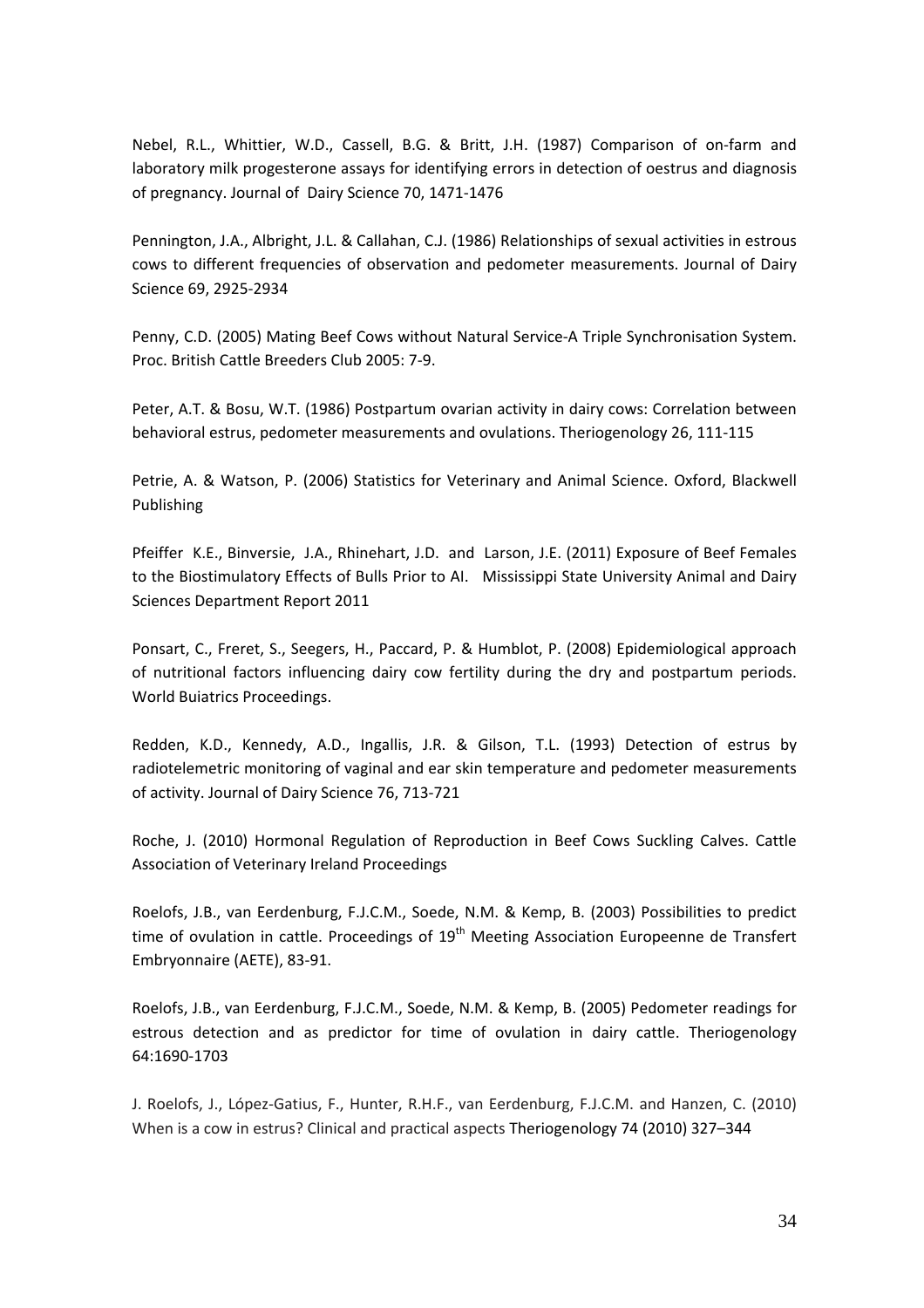Nebel, R.L., Whittier, W.D., Cassell, B.G. & Britt, J.H. (1987) Comparison of on-farm and laboratory milk progesterone assays for identifying errors in detection of oestrus and diagnosis of pregnancy. Journal of Dairy Science 70, 1471-1476

Pennington, J.A., Albright, J.L. & Callahan, C.J. (1986) Relationships of sexual activities in estrous cows to different frequencies of observation and pedometer measurements. Journal of Dairy Science 69, 2925-2934

Penny, C.D. (2005) Mating Beef Cows without Natural Service-A Triple Synchronisation System. Proc. British Cattle Breeders Club 2005: 7-9.

Peter, A.T. & Bosu, W.T. (1986) Postpartum ovarian activity in dairy cows: Correlation between behavioral estrus, pedometer measurements and ovulations. Theriogenology 26, 111-115

Petrie, A. & Watson, P. (2006) Statistics for Veterinary and Animal Science. Oxford, Blackwell Publishing

Pfeiffer K.E., Binversie, J.A., Rhinehart, J.D. and Larson, J.E. (2011) Exposure of Beef Females to the Biostimulatory Effects of Bulls Prior to AI. Mississippi State University Animal and Dairy Sciences Department Report 2011

Ponsart, C., Freret, S., Seegers, H., Paccard, P. & Humblot, P. (2008) Epidemiological approach of nutritional factors influencing dairy cow fertility during the dry and postpartum periods. World Buiatrics Proceedings.

Redden, K.D., Kennedy, A.D., Ingallis, J.R. & Gilson, T.L. (1993) Detection of estrus by radiotelemetric monitoring of vaginal and ear skin temperature and pedometer measurements of activity. Journal of Dairy Science 76, 713-721

Roche, J. (2010) Hormonal Regulation of Reproduction in Beef Cows Suckling Calves. Cattle Association of Veterinary Ireland Proceedings

Roelofs, J.B., van Eerdenburg, F.J.C.M., Soede, N.M. & Kemp, B. (2003) Possibilities to predict time of ovulation in cattle. Proceedings of 19th Meeting Association Europeenne de Transfert Embryonnaire (AETE), 83-91.

Roelofs, J.B., van Eerdenburg, F.J.C.M., Soede, N.M. & Kemp, B. (2005) Pedometer readings for estrous detection and as predictor for time of ovulation in dairy cattle. Theriogenology 64:1690-1703

J. Roelofs, J., López-Gatius, F., Hunter, R.H.F., van Eerdenburg, F.J.C.M. and Hanzen, C. (2010) When is a cow in estrus? Clinical and practical aspects Theriogenology 74 (2010) 327–344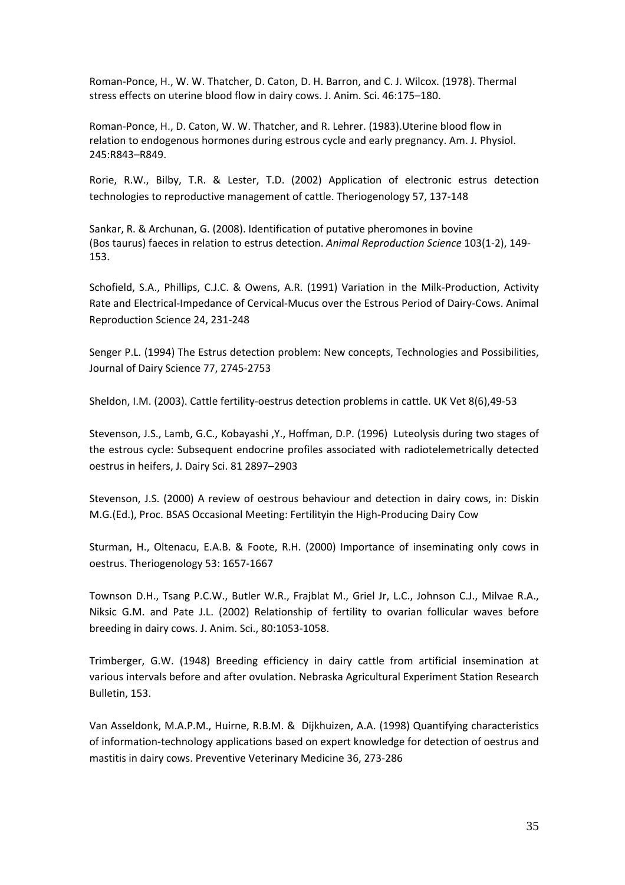Roman-Ponce, H., W. W. Thatcher, D. Caton, D. H. Barron, and C. J. Wilcox. (1978). Thermal stress effects on uterine blood flow in dairy cows. J. Anim. Sci. 46:175–180.

Roman-Ponce, H., D. Caton, W. W. Thatcher, and R. Lehrer. (1983).Uterine blood flow in relation to endogenous hormones during estrous cycle and early pregnancy. Am. J. Physiol. 245:R843–R849.

Rorie, R.W., Bilby, T.R. & Lester, T.D. (2002) Application of electronic estrus detection technologies to reproductive management of cattle. Theriogenology 57, 137-148

Sankar, R. & Archunan, G. (2008). Identification of putative pheromones in bovine (Bos taurus) faeces in relation to estrus detection. *Animal Reproduction Science* 103(1-2), 149-153.

Schofield, S.A., Phillips, C.J.C. & Owens, A.R. (1991) Variation in the Milk-Production, Activity Rate and Electrical-Impedance of Cervical-Mucus over the Estrous Period of Dairy-Cows. Animal Reproduction Science 24, 231-248

Senger P.L. (1994) The Estrus detection problem: New concepts, Technologies and Possibilities, Journal of Dairy Science 77, 2745-2753

Sheldon, I.M. (2003). Cattle fertility-oestrus detection problems in cattle. UK Vet 8(6),49-53

Stevenson, J.S., Lamb, G.C., Kobayashi ,Y., Hoffman, D.P. (1996) Luteolysis during two stages of the estrous cycle: Subsequent endocrine profiles associated with radiotelemetrically detected oestrus in heifers, J. Dairy Sci. 81 2897–2903

Stevenson, J.S. (2000) A review of oestrous behaviour and detection in dairy cows, in: Diskin M.G.(Ed.), Proc. BSAS Occasional Meeting: Fertilityin the High-Producing Dairy Cow

Sturman, H., Oltenacu, E.A.B. & Foote, R.H. (2000) Importance of inseminating only cows in oestrus. Theriogenology 53: 1657-1667

Townson D.H., Tsang P.C.W., Butler W.R., Frajblat M., Griel Jr, L.C., Johnson C.J., Milvae R.A., Niksic G.M. and Pate J.L. (2002) Relationship of fertility to ovarian follicular waves before breeding in dairy cows. J. Anim. Sci., 80:1053-1058.

Trimberger, G.W. (1948) Breeding efficiency in dairy cattle from artificial insemination at various intervals before and after ovulation. Nebraska Agricultural Experiment Station Research Bulletin, 153.

Van Asseldonk, M.A.P.M., Huirne, R.B.M. & Dijkhuizen, A.A. (1998) Quantifying characteristics of information-technology applications based on expert knowledge for detection of oestrus and mastitis in dairy cows. Preventive Veterinary Medicine 36, 273-286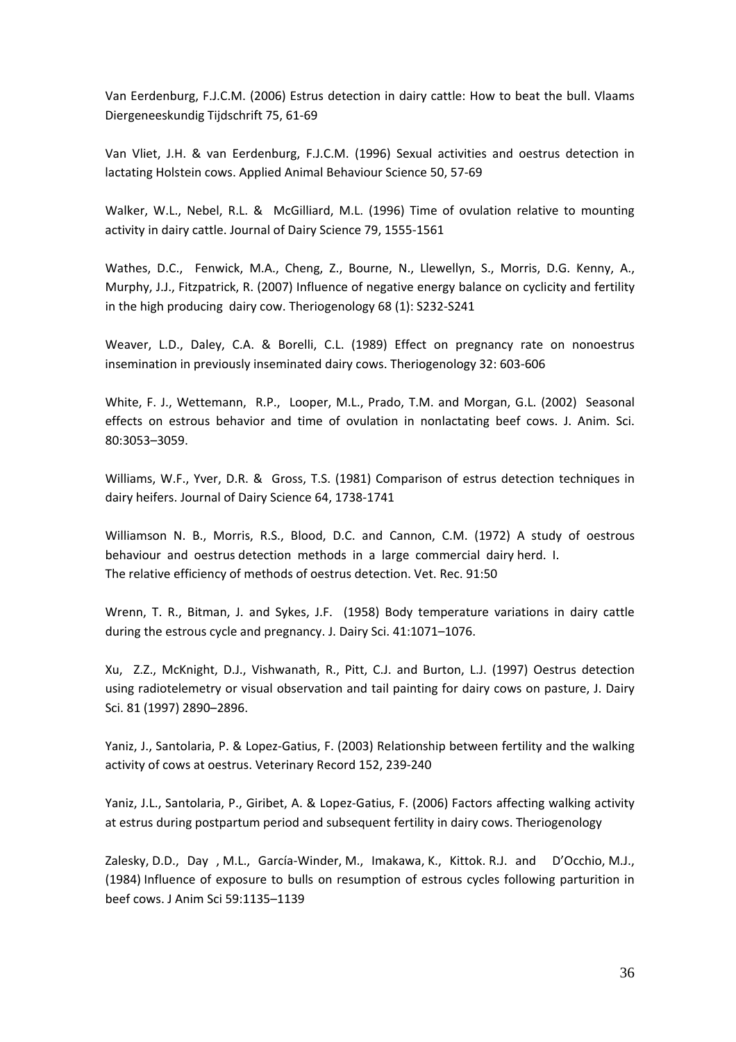Van Eerdenburg, F.J.C.M. (2006) Estrus detection in dairy cattle: How to beat the bull. Vlaams Diergeneeskundig Tijdschrift 75, 61-69

Van Vliet, J.H. & van Eerdenburg, F.J.C.M. (1996) Sexual activities and oestrus detection in lactating Holstein cows. Applied Animal Behaviour Science 50, 57-69

Walker, W.L., Nebel, R.L. & McGilliard, M.L. (1996) Time of ovulation relative to mounting activity in dairy cattle. Journal of Dairy Science 79, 1555-1561

Wathes, D.C., Fenwick, M.A., Cheng, Z., Bourne, N., Llewellyn, S., Morris, D.G. Kenny, A., Murphy, J.J., Fitzpatrick, R. (2007) Influence of negative energy balance on cyclicity and fertility in the high producing dairy cow. Theriogenology 68 (1): S232-S241

Weaver, L.D., Daley, C.A. & Borelli, C.L. (1989) Effect on pregnancy rate on nonoestrus insemination in previously inseminated dairy cows. Theriogenology 32: 603-606

White, F. J., Wettemann, R.P., Looper, M.L., Prado, T.M. and Morgan, G.L. (2002) Seasonal effects on estrous behavior and time of ovulation in nonlactating beef cows. J. Anim. Sci. 80:3053–3059.

Williams, W.F., Yver, D.R. & Gross, T.S. (1981) Comparison of estrus detection techniques in dairy heifers. Journal of Dairy Science 64, 1738-1741

Williamson N. B., Morris, R.S., Blood, D.C. and Cannon, C.M. (1972) A study of oestrous behaviour and oestrus detection methods in a large commercial dairy herd. I. The relative efficiency of methods of oestrus detection. Vet. Rec. 91:50

Wrenn, T. R., Bitman, J. and Sykes, J.F. (1958) Body temperature variations in dairy cattle during the estrous cycle and pregnancy. J. Dairy Sci. 41:1071–1076.

Xu, Z.Z., McKnight, D.J., Vishwanath, R., Pitt, C.J. and Burton, L.J. (1997) Oestrus detection using radiotelemetry or visual observation and tail painting for dairy cows on pasture, J. Dairy Sci. 81 (1997) 2890–2896.

Yaniz, J., Santolaria, P. & Lopez-Gatius, F. (2003) Relationship between fertility and the walking activity of cows at oestrus. Veterinary Record 152, 239-240

Yaniz, J.L., Santolaria, P., Giribet, A. & Lopez-Gatius, F. (2006) Factors affecting walking activity at estrus during postpartum period and subsequent fertility in dairy cows. Theriogenology

Zalesky, D.D., Day , M.L., García-Winder, M., Imakawa, K., Kittok. R.J. and D'Occhio, M.J., (1984) Influence of exposure to bulls on resumption of estrous cycles following parturition in beef cows. J Anim Sci 59:1135–1139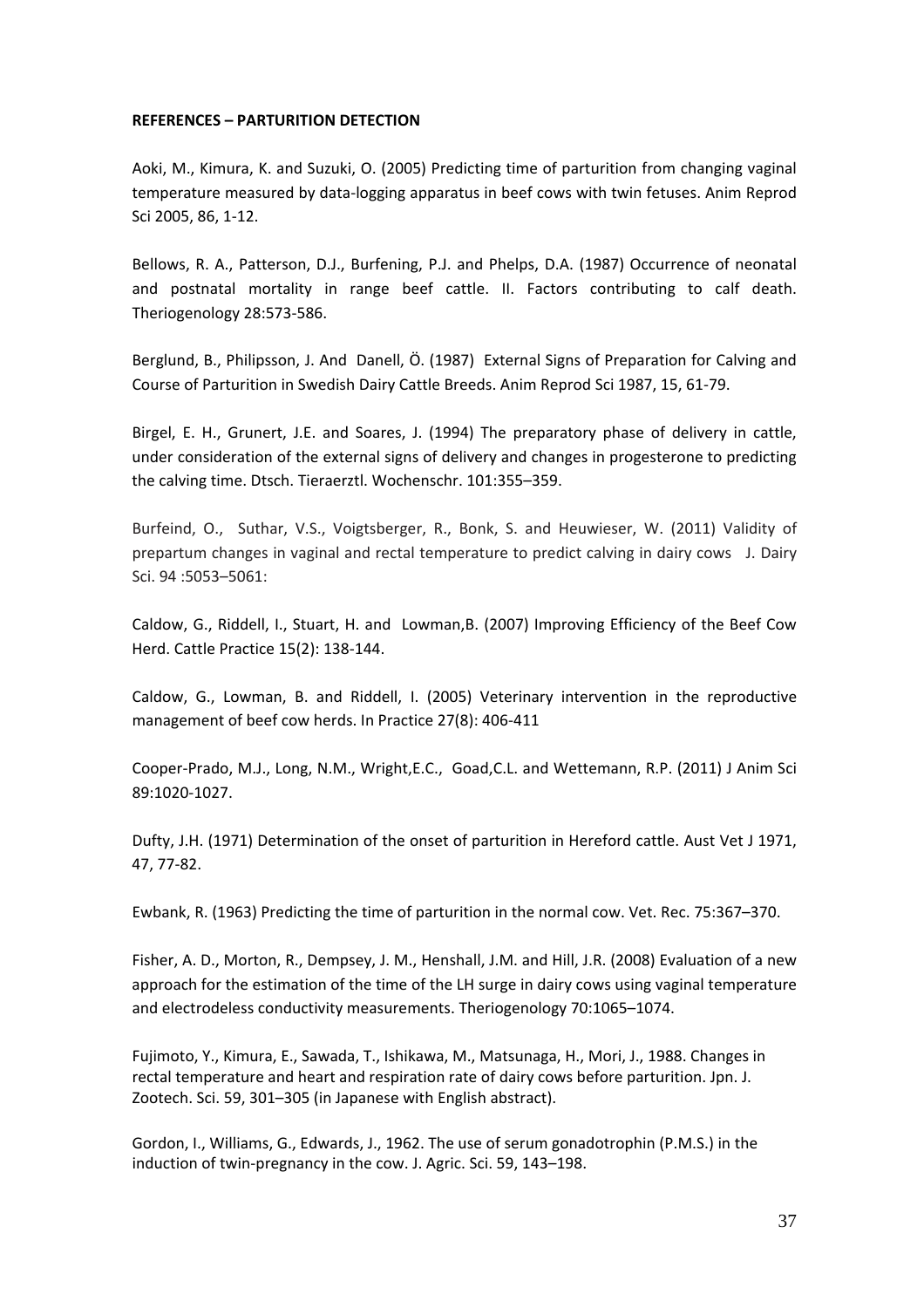**REFERENCES – PARTURITION DETECTION**

Aoki, M., Kimura, K. and Suzuki, O. (2005) Predicting time of parturition from changing vaginal temperature measured by data-logging apparatus in beef cows with twin fetuses. Anim Reprod Sci 2005, 86, 1-12.

Bellows, R. A., Patterson, D.J., Burfening, P.J. and Phelps, D.A. (1987) Occurrence of neonatal and postnatal mortality in range beef cattle. II. Factors contributing to calf death. Theriogenology 28:573-586.

Berglund, B., Philipsson, J. And Danell, Ö. (1987) External Signs of Preparation for Calving and Course of Parturition in Swedish Dairy Cattle Breeds. Anim Reprod Sci 1987, 15, 61-79.

Birgel, E. H., Grunert, J.E. and Soares, J. (1994) The preparatory phase of delivery in cattle, under consideration of the external signs of delivery and changes in progesterone to predicting the calving time. Dtsch. Tieraerztl. Wochenschr. 101:355–359.

Burfeind, O., Suthar, V.S., Voigtsberger, R., Bonk, S. and Heuwieser, W. (2011) Validity of prepartum changes in vaginal and rectal temperature to predict calving in dairy cows J. Dairy Sci. 94 :5053–5061:

Caldow, G., Riddell, I., Stuart, H. and Lowman,B. (2007) Improving Efficiency of the Beef Cow Herd. Cattle Practice 15(2): 138-144.

Caldow, G., Lowman, B. and Riddell, I. (2005) Veterinary intervention in the reproductive management of beef cow herds. In Practice 27(8): 406-411

Cooper-Prado, M.J., Long, N.M., Wright,E.C., Goad,C.L. and Wettemann, R.P. (2011) J Anim Sci 89:1020-1027.

Dufty, J.H. (1971) Determination of the onset of parturition in Hereford cattle. Aust Vet J 1971, 47, 77-82.

Ewbank, R. (1963) Predicting the time of parturition in the normal cow. Vet. Rec. 75:367–370.

Fisher, A. D., Morton, R., Dempsey, J. M., Henshall, J.M. and Hill, J.R. (2008) Evaluation of a new approach for the estimation of the time of the LH surge in dairy cows using vaginal temperature and electrodeless conductivity measurements. Theriogenology 70:1065–1074.

Fujimoto, Y., Kimura, E., Sawada, T., Ishikawa, M., Matsunaga, H., Mori, J., 1988. Changes in rectal temperature and heart and respiration rate of dairy cows before parturition. Jpn. J. Zootech. Sci. 59, 301–305 (in Japanese with English abstract).

Gordon, I., Williams, G., Edwards, J., 1962. The use of serum gonadotrophin (P.M.S.) in the induction of twin-pregnancy in the cow. J. Agric. Sci. 59, 143–198.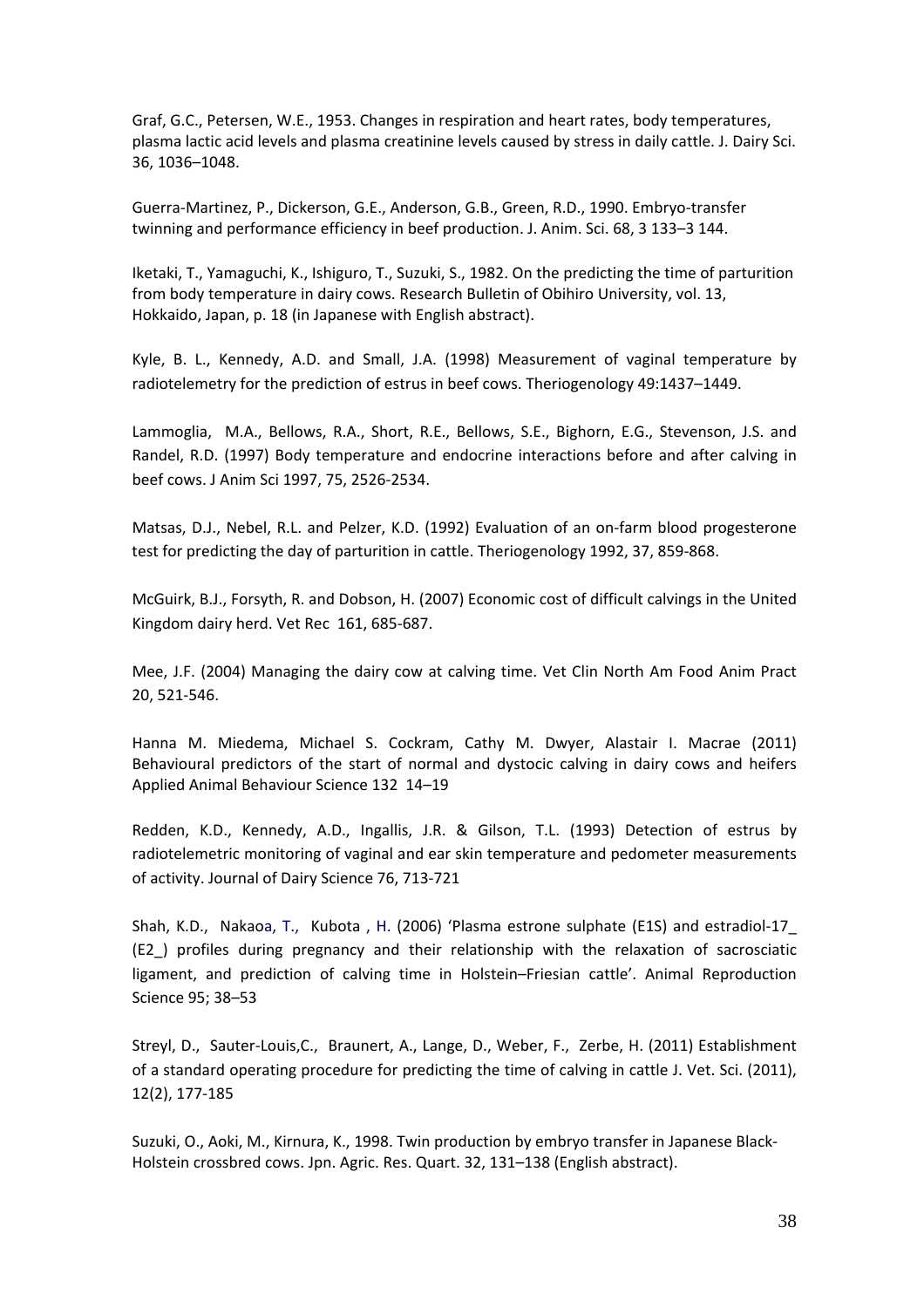Graf, G.C., Petersen, W.E., 1953. Changes in respiration and heart rates, body temperatures, plasma lactic acid levels and plasma creatinine levels caused by stress in daily cattle. J. Dairy Sci. 36, 1036–1048.

Guerra-Martinez, P., Dickerson, G.E., Anderson, G.B., Green, R.D., 1990. Embryo-transfer twinning and performance efficiency in beef production. J. Anim. Sci. 68, 3 133–3 144.

Iketaki, T., Yamaguchi, K., Ishiguro, T., Suzuki, S., 1982. On the predicting the time of parturition from body temperature in dairy cows. Research Bulletin of Obihiro University, vol. 13, Hokkaido, Japan, p. 18 (in Japanese with English abstract).

Kyle, B. L., Kennedy, A.D. and Small, J.A. (1998) Measurement of vaginal temperature by radiotelemetry for the prediction of estrus in beef cows. Theriogenology 49:1437–1449.

Lammoglia, M.A., Bellows, R.A., Short, R.E., Bellows, S.E., Bighorn, E.G., Stevenson, J.S. and Randel, R.D. (1997) Body temperature and endocrine interactions before and after calving in beef cows. J Anim Sci 1997, 75, 2526-2534.

Matsas, D.J., Nebel, R.L. and Pelzer, K.D. (1992) Evaluation of an on-farm blood progesterone test for predicting the day of parturition in cattle. Theriogenology 1992, 37, 859-868.

McGuirk, B.J., Forsyth, R. and Dobson, H. (2007) Economic cost of difficult calvings in the United Kingdom dairy herd. Vet Rec 161, 685-687.

Mee, J.F. (2004) Managing the dairy cow at calving time. Vet Clin North Am Food Anim Pract 20, 521-546.

Hanna M. Miedema, Michael S. Cockram, Cathy M. Dwyer, Alastair I. Macrae (2011) Behavioural predictors of the start of normal and dystocic calving in dairy cows and heifers Applied Animal Behaviour Science 132 14–19

Redden, K.D., Kennedy, A.D., Ingallis, J.R. & Gilson, T.L. (1993) Detection of estrus by radiotelemetric monitoring of vaginal and ear skin temperature and pedometer measurements of activity. Journal of Dairy Science 76, 713-721

Shah, K.D., Nakaoa, T., Kubota , H. (2006) 'Plasma estrone sulphate (E1S) and estradiol-17_ (E2_) profiles during pregnancy and their relationship with the relaxation of sacrosciatic ligament, and prediction of calving time in Holstein–Friesian cattle'. Animal Reproduction Science 95; 38–53

Streyl, D., Sauter-Louis,C., Braunert, A., Lange, D., Weber, F., Zerbe, H. (2011) Establishment of a standard operating procedure for predicting the time of calving in cattle J. Vet. Sci. (2011), 12(2), 177-185

Suzuki, O., Aoki, M., Kirnura, K., 1998. Twin production by embryo transfer in Japanese Black-Holstein crossbred cows. Jpn. Agric. Res. Quart. 32, 131–138 (English abstract).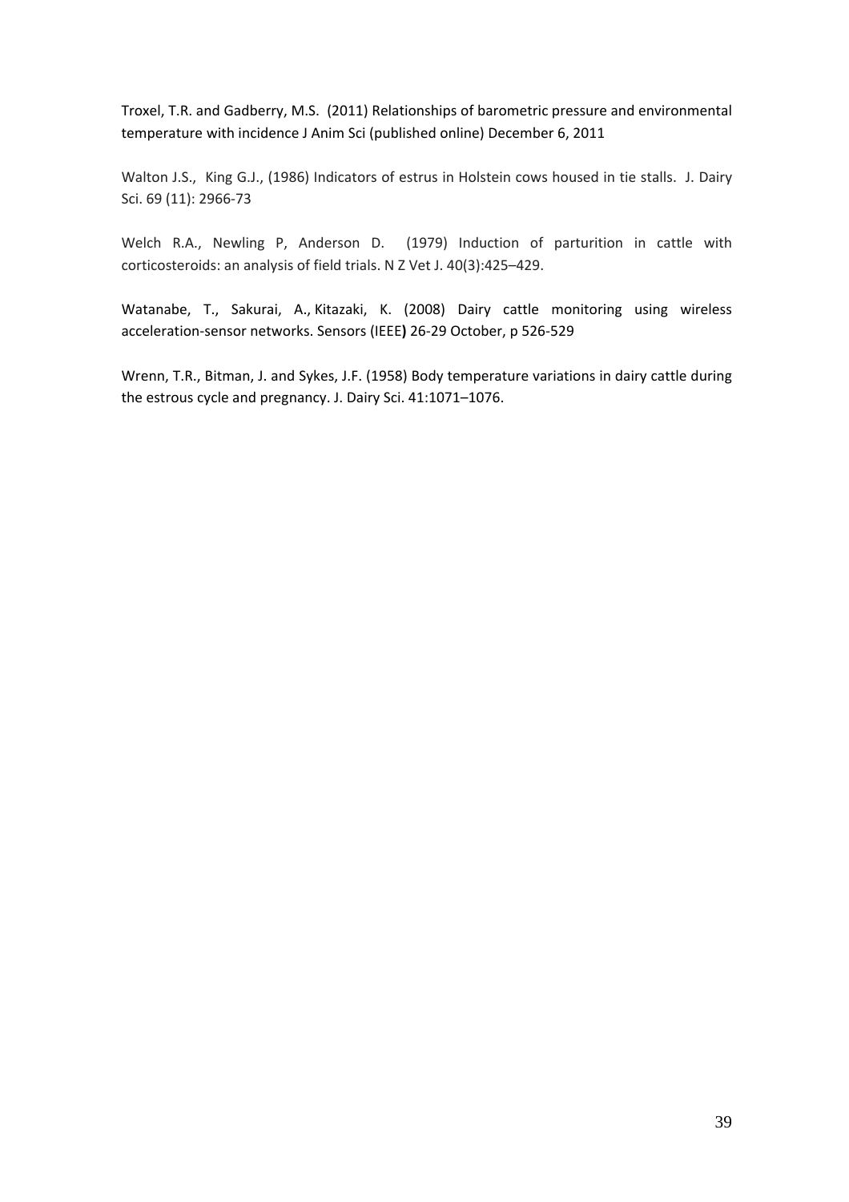Troxel, T.R. and Gadberry, M.S. (2011) Relationships of barometric pressure and environmental temperature with incidence J Anim Sci (published online) December 6, 2011

Walton J.S., King G.J., (1986) Indicators of estrus in Holstein cows housed in tie stalls. J. Dairy Sci. 69 (11): 2966-73

Welch R.A., Newling P, Anderson D. (1979) Induction of parturition in cattle with corticosteroids: an analysis of field trials. N Z Vet J. 40(3):425–429.

Watanabe, T., Sakurai, A., Kitazaki, K. (2008) Dairy cattle monitoring using wireless acceleration-sensor networks. Sensors (IEEE**)** 26-29 October, p 526-529

Wrenn, T.R., Bitman, J. and Sykes, J.F. (1958) Body temperature variations in dairy cattle during the estrous cycle and pregnancy. J. Dairy Sci. 41:1071–1076.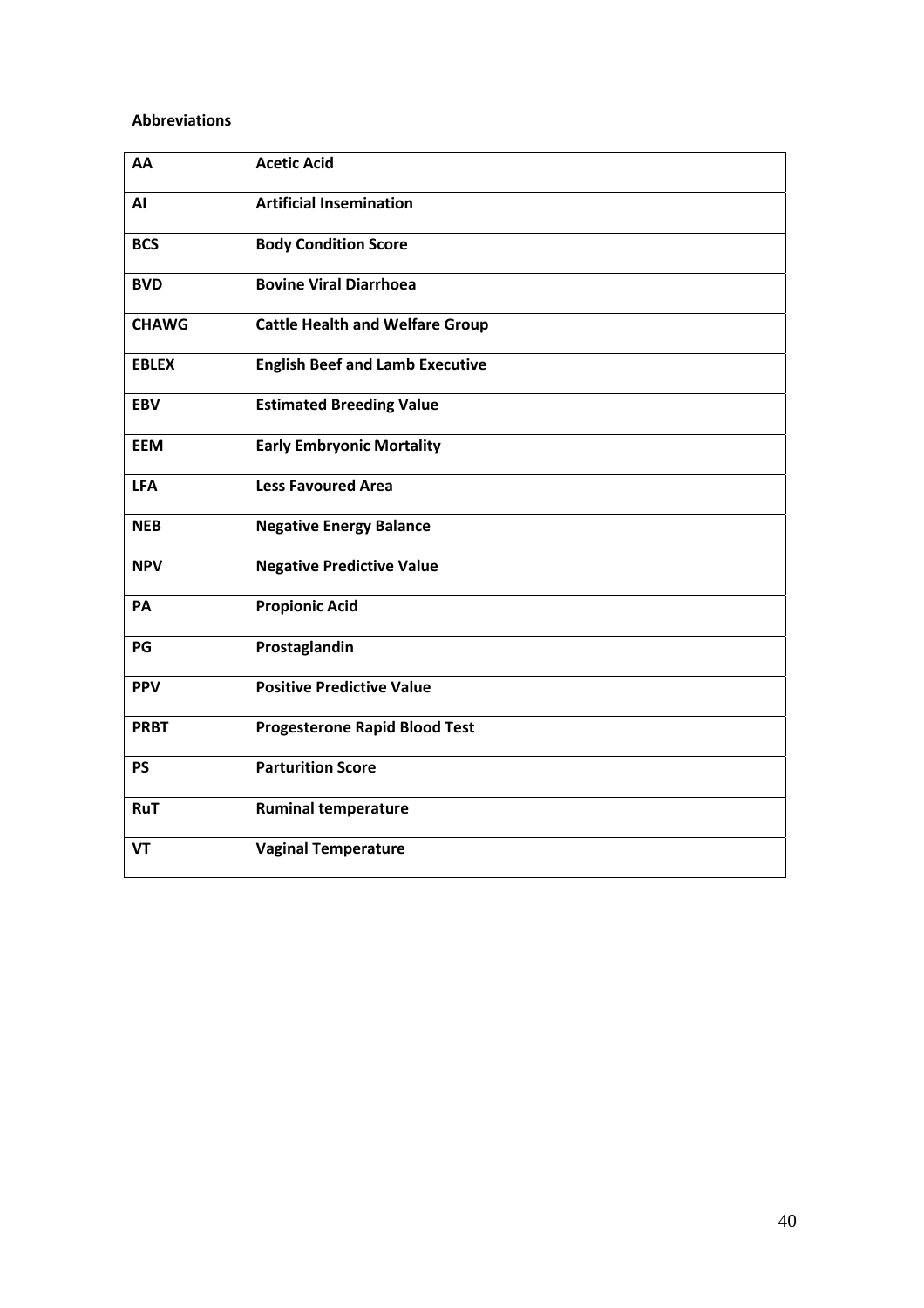**Abbreviations**

| | |
|---|---|
| **AA** | **Acetic Acid** |
| **AI** | **Artificial Insemination** |
| **BCS** | **Body Condition Score** |
| **BVD** | **Bovine Viral Diarrhoea** |
| **CHAWG** | **Cattle Health and Welfare Group** |
| **EBLEX** | **English Beef and Lamb Executive** |
| **EBV** | **Estimated Breeding Value** |
| **EEM** | **Early Embryonic Mortality** |
| **LFA** | **Less Favoured Area** |
| **NEB** | **Negative Energy Balance** |
| **NPV** | **Negative Predictive Value** |
| **PA** | **Propionic Acid** |
| **PG** | **Prostaglandin** |
| **PPV** | **Positive Predictive Value** |
| **PRBT** | **Progesterone Rapid Blood Test** |
| **PS** | **Parturition Score** |
| **RuT** | **Ruminal temperature** |
| **VT** | **Vaginal Temperature** |